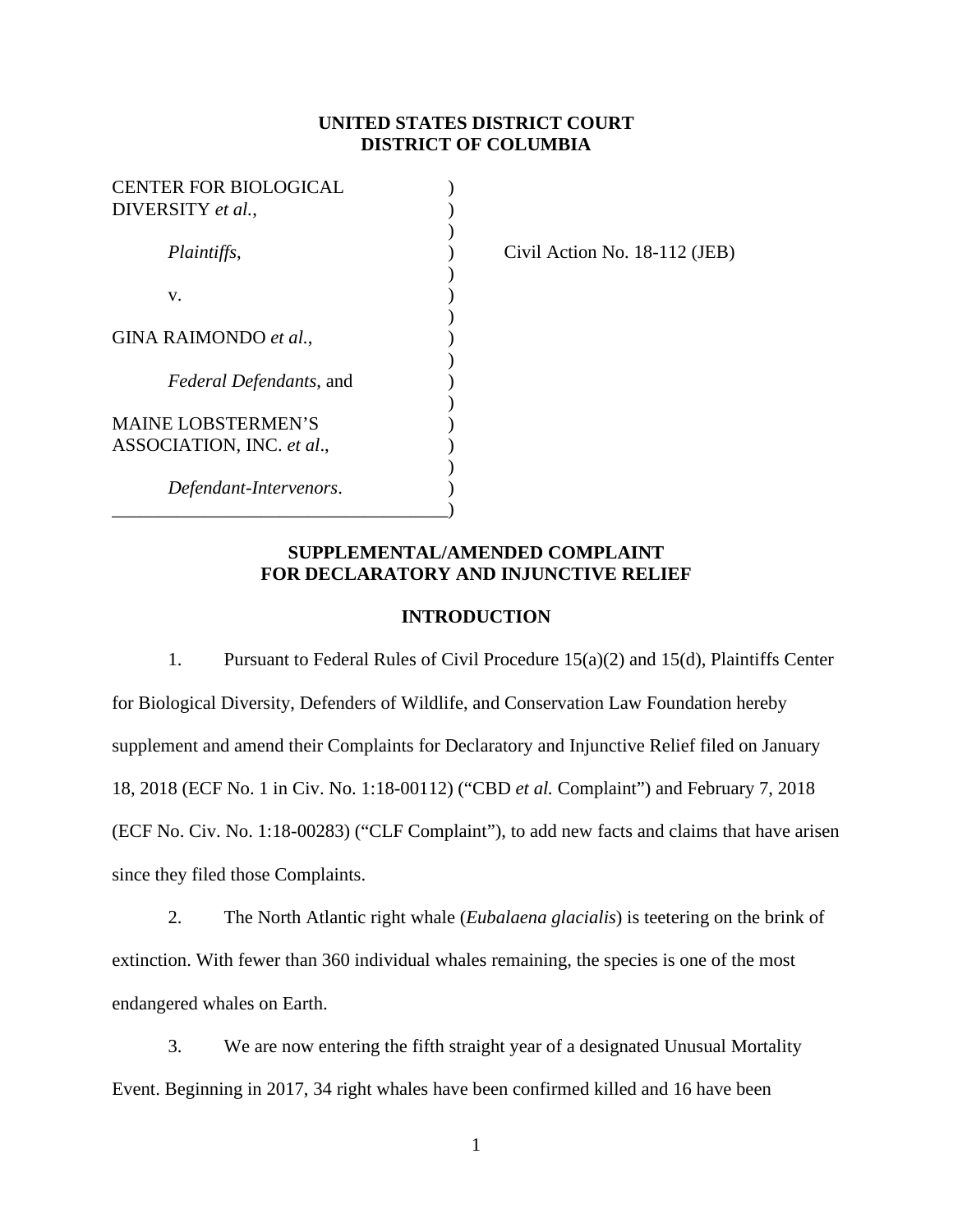**UNITED STATES DISTRICT COURT**
**DISTRICT OF COLUMBIA**

CENTER FOR BIOLOGICAL DIVERSITY *et al.*,

*Plaintiffs*,

v.

GINA RAIMONDO *et al.*,

*Federal Defendants*, and

MAINE LOBSTERMEN'S ASSOCIATION, INC. *et al*.,

*Defendant-Intervenors*.

Civil Action No. 18-112 (JEB)

## SUPPLEMENTAL/AMENDED COMPLAINT FOR DECLARATORY AND INJUNCTIVE RELIEF

## INTRODUCTION

1. Pursuant to Federal Rules of Civil Procedure 15(a)(2) and 15(d), Plaintiffs Center for Biological Diversity, Defenders of Wildlife, and Conservation Law Foundation hereby supplement and amend their Complaints for Declaratory and Injunctive Relief filed on January 18, 2018 (ECF No. 1 in Civ. No. 1:18-00112) ("CBD *et al.* Complaint") and February 7, 2018 (ECF No. Civ. No. 1:18-00283) ("CLF Complaint"), to add new facts and claims that have arisen since they filed those Complaints.

2. The North Atlantic right whale (*Eubalaena glacialis*) is teetering on the brink of extinction. With fewer than 360 individual whales remaining, the species is one of the most endangered whales on Earth.

3. We are now entering the fifth straight year of a designated Unusual Mortality Event. Beginning in 2017, 34 right whales have been confirmed killed and 16 have been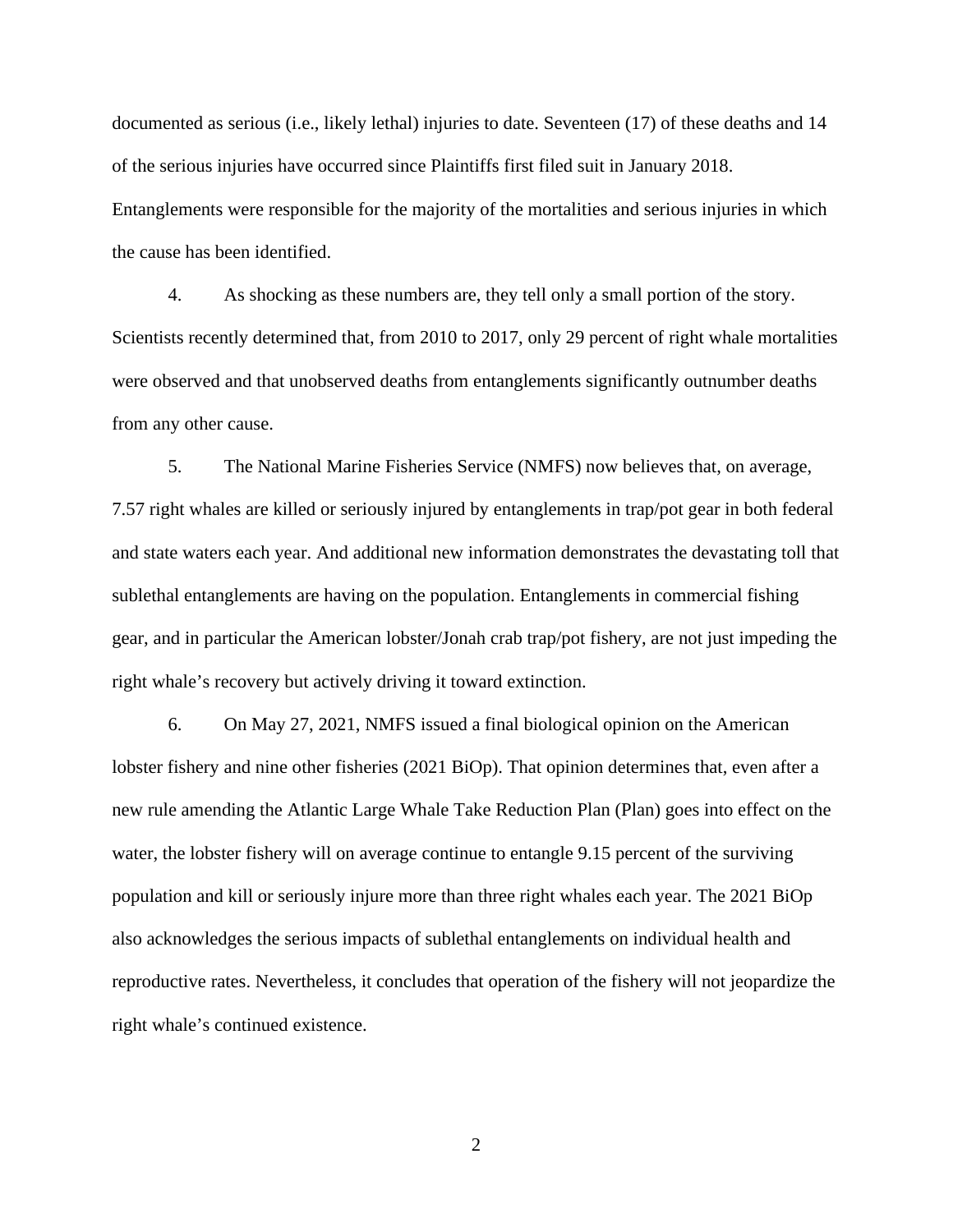documented as serious (i.e., likely lethal) injuries to date. Seventeen (17) of these deaths and 14 of the serious injuries have occurred since Plaintiffs first filed suit in January 2018. Entanglements were responsible for the majority of the mortalities and serious injuries in which the cause has been identified.

4. As shocking as these numbers are, they tell only a small portion of the story. Scientists recently determined that, from 2010 to 2017, only 29 percent of right whale mortalities were observed and that unobserved deaths from entanglements significantly outnumber deaths from any other cause.

5. The National Marine Fisheries Service (NMFS) now believes that, on average, 7.57 right whales are killed or seriously injured by entanglements in trap/pot gear in both federal and state waters each year. And additional new information demonstrates the devastating toll that sublethal entanglements are having on the population. Entanglements in commercial fishing gear, and in particular the American lobster/Jonah crab trap/pot fishery, are not just impeding the right whale's recovery but actively driving it toward extinction.

6. On May 27, 2021, NMFS issued a final biological opinion on the American lobster fishery and nine other fisheries (2021 BiOp). That opinion determines that, even after a new rule amending the Atlantic Large Whale Take Reduction Plan (Plan) goes into effect on the water, the lobster fishery will on average continue to entangle 9.15 percent of the surviving population and kill or seriously injure more than three right whales each year. The 2021 BiOp also acknowledges the serious impacts of sublethal entanglements on individual health and reproductive rates. Nevertheless, it concludes that operation of the fishery will not jeopardize the right whale's continued existence.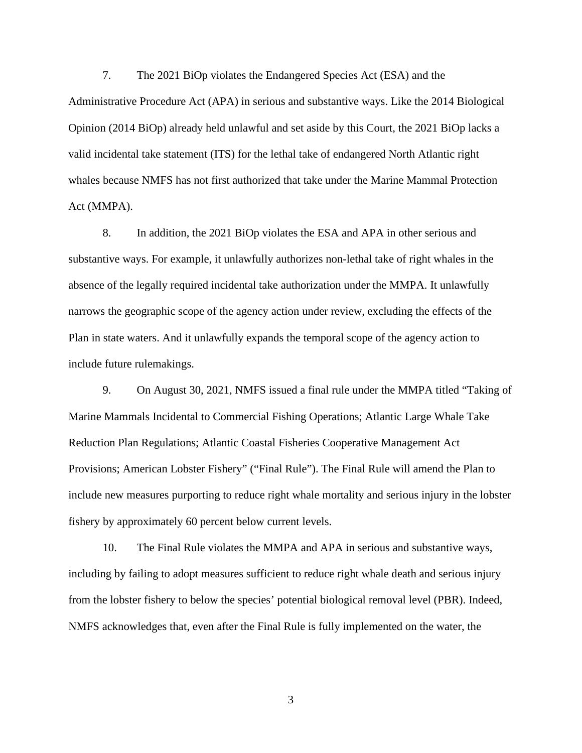7. The 2021 BiOp violates the Endangered Species Act (ESA) and the Administrative Procedure Act (APA) in serious and substantive ways. Like the 2014 Biological Opinion (2014 BiOp) already held unlawful and set aside by this Court, the 2021 BiOp lacks a valid incidental take statement (ITS) for the lethal take of endangered North Atlantic right whales because NMFS has not first authorized that take under the Marine Mammal Protection Act (MMPA).

8. In addition, the 2021 BiOp violates the ESA and APA in other serious and substantive ways. For example, it unlawfully authorizes non-lethal take of right whales in the absence of the legally required incidental take authorization under the MMPA. It unlawfully narrows the geographic scope of the agency action under review, excluding the effects of the Plan in state waters. And it unlawfully expands the temporal scope of the agency action to include future rulemakings.

9. On August 30, 2021, NMFS issued a final rule under the MMPA titled "Taking of Marine Mammals Incidental to Commercial Fishing Operations; Atlantic Large Whale Take Reduction Plan Regulations; Atlantic Coastal Fisheries Cooperative Management Act Provisions; American Lobster Fishery" ("Final Rule"). The Final Rule will amend the Plan to include new measures purporting to reduce right whale mortality and serious injury in the lobster fishery by approximately 60 percent below current levels.

10. The Final Rule violates the MMPA and APA in serious and substantive ways, including by failing to adopt measures sufficient to reduce right whale death and serious injury from the lobster fishery to below the species' potential biological removal level (PBR). Indeed, NMFS acknowledges that, even after the Final Rule is fully implemented on the water, the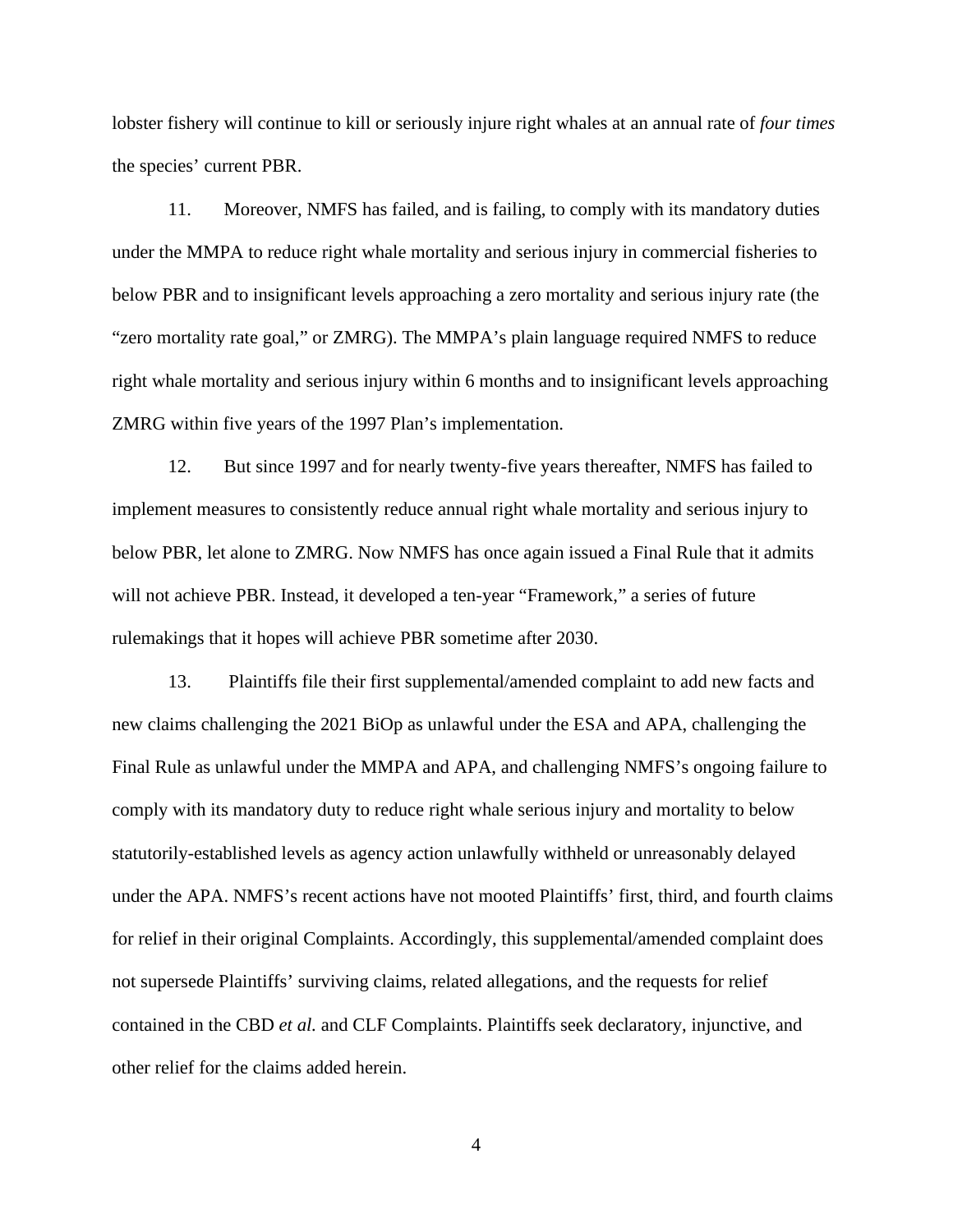lobster fishery will continue to kill or seriously injure right whales at an annual rate of *four times* the species' current PBR.

11. Moreover, NMFS has failed, and is failing, to comply with its mandatory duties under the MMPA to reduce right whale mortality and serious injury in commercial fisheries to below PBR and to insignificant levels approaching a zero mortality and serious injury rate (the "zero mortality rate goal," or ZMRG). The MMPA's plain language required NMFS to reduce right whale mortality and serious injury within 6 months and to insignificant levels approaching ZMRG within five years of the 1997 Plan's implementation.

12. But since 1997 and for nearly twenty-five years thereafter, NMFS has failed to implement measures to consistently reduce annual right whale mortality and serious injury to below PBR, let alone to ZMRG. Now NMFS has once again issued a Final Rule that it admits will not achieve PBR. Instead, it developed a ten-year "Framework," a series of future rulemakings that it hopes will achieve PBR sometime after 2030.

13. Plaintiffs file their first supplemental/amended complaint to add new facts and new claims challenging the 2021 BiOp as unlawful under the ESA and APA, challenging the Final Rule as unlawful under the MMPA and APA, and challenging NMFS's ongoing failure to comply with its mandatory duty to reduce right whale serious injury and mortality to below statutorily-established levels as agency action unlawfully withheld or unreasonably delayed under the APA. NMFS's recent actions have not mooted Plaintiffs' first, third, and fourth claims for relief in their original Complaints. Accordingly, this supplemental/amended complaint does not supersede Plaintiffs' surviving claims, related allegations, and the requests for relief contained in the CBD *et al.* and CLF Complaints. Plaintiffs seek declaratory, injunctive, and other relief for the claims added herein.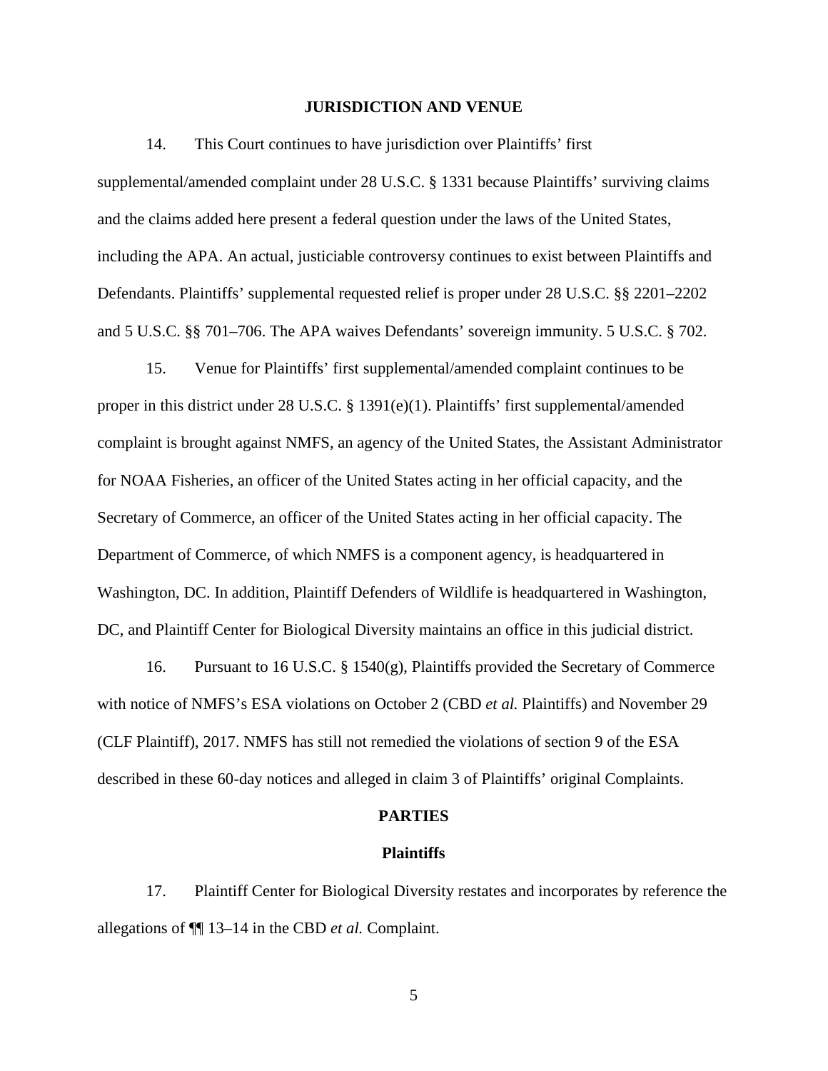## JURISDICTION AND VENUE

14. This Court continues to have jurisdiction over Plaintiffs' first supplemental/amended complaint under 28 U.S.C. § 1331 because Plaintiffs' surviving claims and the claims added here present a federal question under the laws of the United States, including the APA. An actual, justiciable controversy continues to exist between Plaintiffs and Defendants. Plaintiffs' supplemental requested relief is proper under 28 U.S.C. §§ 2201–2202 and 5 U.S.C. §§ 701–706. The APA waives Defendants' sovereign immunity. 5 U.S.C. § 702.

15. Venue for Plaintiffs' first supplemental/amended complaint continues to be proper in this district under 28 U.S.C. § 1391(e)(1). Plaintiffs' first supplemental/amended complaint is brought against NMFS, an agency of the United States, the Assistant Administrator for NOAA Fisheries, an officer of the United States acting in her official capacity, and the Secretary of Commerce, an officer of the United States acting in her official capacity. The Department of Commerce, of which NMFS is a component agency, is headquartered in Washington, DC. In addition, Plaintiff Defenders of Wildlife is headquartered in Washington, DC, and Plaintiff Center for Biological Diversity maintains an office in this judicial district.

16. Pursuant to 16 U.S.C. § 1540(g), Plaintiffs provided the Secretary of Commerce with notice of NMFS's ESA violations on October 2 (CBD *et al.* Plaintiffs) and November 29 (CLF Plaintiff), 2017. NMFS has still not remedied the violations of section 9 of the ESA described in these 60-day notices and alleged in claim 3 of Plaintiffs' original Complaints.

## PARTIES

### Plaintiffs

17. Plaintiff Center for Biological Diversity restates and incorporates by reference the allegations of ¶¶ 13–14 in the CBD *et al.* Complaint.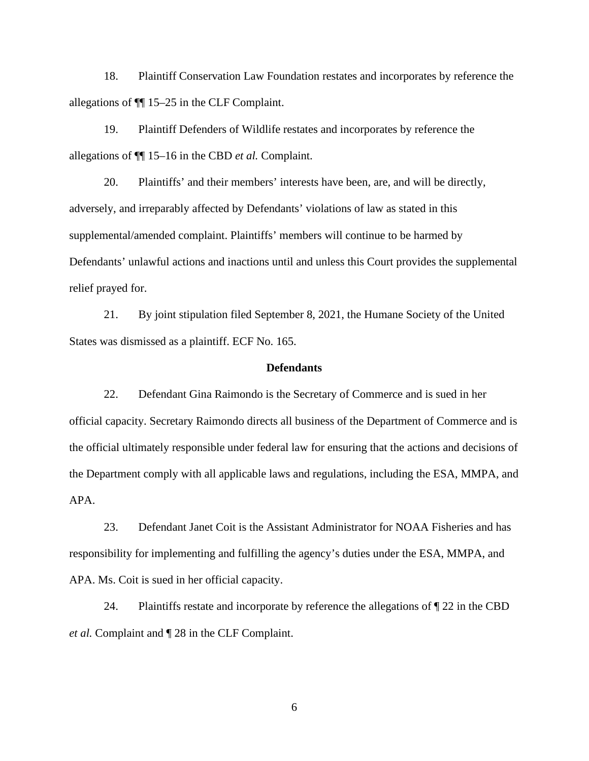18. Plaintiff Conservation Law Foundation restates and incorporates by reference the allegations of ¶¶ 15–25 in the CLF Complaint.

19. Plaintiff Defenders of Wildlife restates and incorporates by reference the allegations of ¶¶ 15–16 in the CBD *et al.* Complaint.

20. Plaintiffs' and their members' interests have been, are, and will be directly, adversely, and irreparably affected by Defendants' violations of law as stated in this supplemental/amended complaint. Plaintiffs' members will continue to be harmed by Defendants' unlawful actions and inactions until and unless this Court provides the supplemental relief prayed for.

21. By joint stipulation filed September 8, 2021, the Humane Society of the United States was dismissed as a plaintiff. ECF No. 165.

**Defendants**

22. Defendant Gina Raimondo is the Secretary of Commerce and is sued in her official capacity. Secretary Raimondo directs all business of the Department of Commerce and is the official ultimately responsible under federal law for ensuring that the actions and decisions of the Department comply with all applicable laws and regulations, including the ESA, MMPA, and APA.

23. Defendant Janet Coit is the Assistant Administrator for NOAA Fisheries and has responsibility for implementing and fulfilling the agency's duties under the ESA, MMPA, and APA. Ms. Coit is sued in her official capacity.

24. Plaintiffs restate and incorporate by reference the allegations of ¶ 22 in the CBD *et al.* Complaint and ¶ 28 in the CLF Complaint.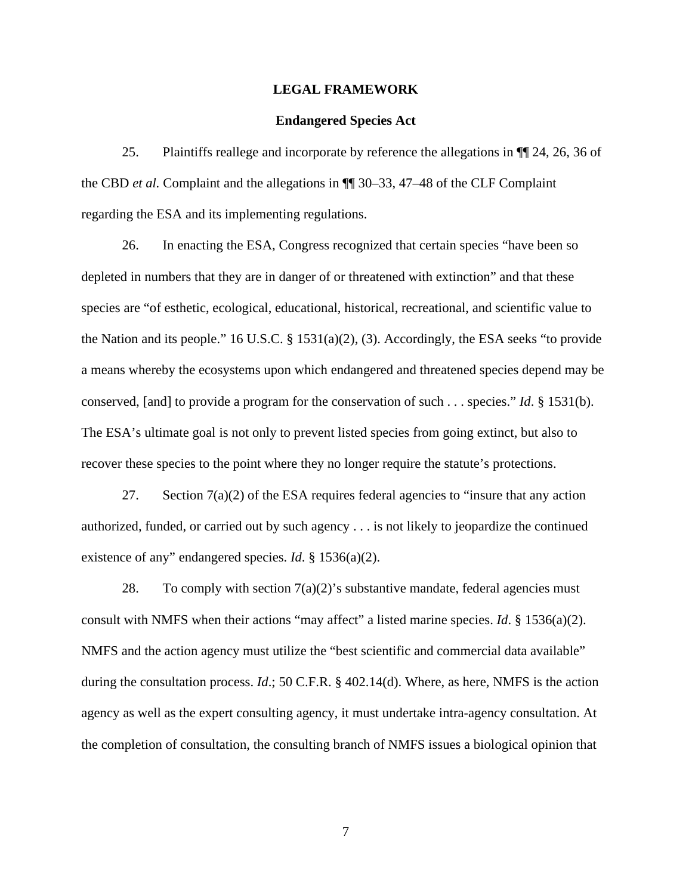## LEGAL FRAMEWORK

### Endangered Species Act

25. Plaintiffs reallege and incorporate by reference the allegations in ¶¶ 24, 26, 36 of the CBD *et al.* Complaint and the allegations in ¶¶ 30–33, 47–48 of the CLF Complaint regarding the ESA and its implementing regulations.

26. In enacting the ESA, Congress recognized that certain species "have been so depleted in numbers that they are in danger of or threatened with extinction" and that these species are "of esthetic, ecological, educational, historical, recreational, and scientific value to the Nation and its people." 16 U.S.C. § 1531(a)(2), (3). Accordingly, the ESA seeks "to provide a means whereby the ecosystems upon which endangered and threatened species depend may be conserved, [and] to provide a program for the conservation of such . . . species." *Id*. § 1531(b). The ESA's ultimate goal is not only to prevent listed species from going extinct, but also to recover these species to the point where they no longer require the statute's protections.

27. Section 7(a)(2) of the ESA requires federal agencies to "insure that any action authorized, funded, or carried out by such agency . . . is not likely to jeopardize the continued existence of any" endangered species. *Id*. § 1536(a)(2).

28. To comply with section 7(a)(2)'s substantive mandate, federal agencies must consult with NMFS when their actions "may affect" a listed marine species. *Id*. § 1536(a)(2). NMFS and the action agency must utilize the "best scientific and commercial data available" during the consultation process. *Id*.; 50 C.F.R. § 402.14(d). Where, as here, NMFS is the action agency as well as the expert consulting agency, it must undertake intra-agency consultation. At the completion of consultation, the consulting branch of NMFS issues a biological opinion that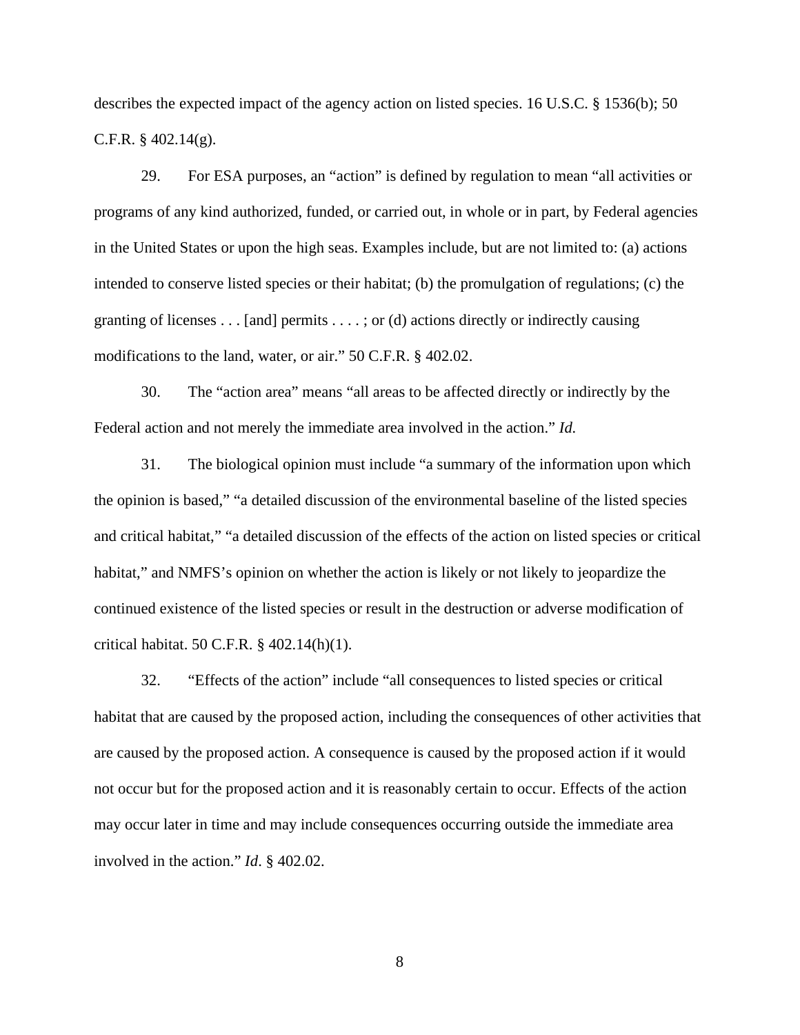describes the expected impact of the agency action on listed species. 16 U.S.C. § 1536(b); 50 C.F.R. § 402.14(g).

29. For ESA purposes, an "action" is defined by regulation to mean "all activities or programs of any kind authorized, funded, or carried out, in whole or in part, by Federal agencies in the United States or upon the high seas. Examples include, but are not limited to: (a) actions intended to conserve listed species or their habitat; (b) the promulgation of regulations; (c) the granting of licenses . . . [and] permits . . . . ; or (d) actions directly or indirectly causing modifications to the land, water, or air." 50 C.F.R. § 402.02.

30. The "action area" means "all areas to be affected directly or indirectly by the Federal action and not merely the immediate area involved in the action." *Id.*

31. The biological opinion must include "a summary of the information upon which the opinion is based," "a detailed discussion of the environmental baseline of the listed species and critical habitat," "a detailed discussion of the effects of the action on listed species or critical habitat," and NMFS's opinion on whether the action is likely or not likely to jeopardize the continued existence of the listed species or result in the destruction or adverse modification of critical habitat. 50 C.F.R. § 402.14(h)(1).

32. "Effects of the action" include "all consequences to listed species or critical habitat that are caused by the proposed action, including the consequences of other activities that are caused by the proposed action. A consequence is caused by the proposed action if it would not occur but for the proposed action and it is reasonably certain to occur. Effects of the action may occur later in time and may include consequences occurring outside the immediate area involved in the action." *Id*. § 402.02.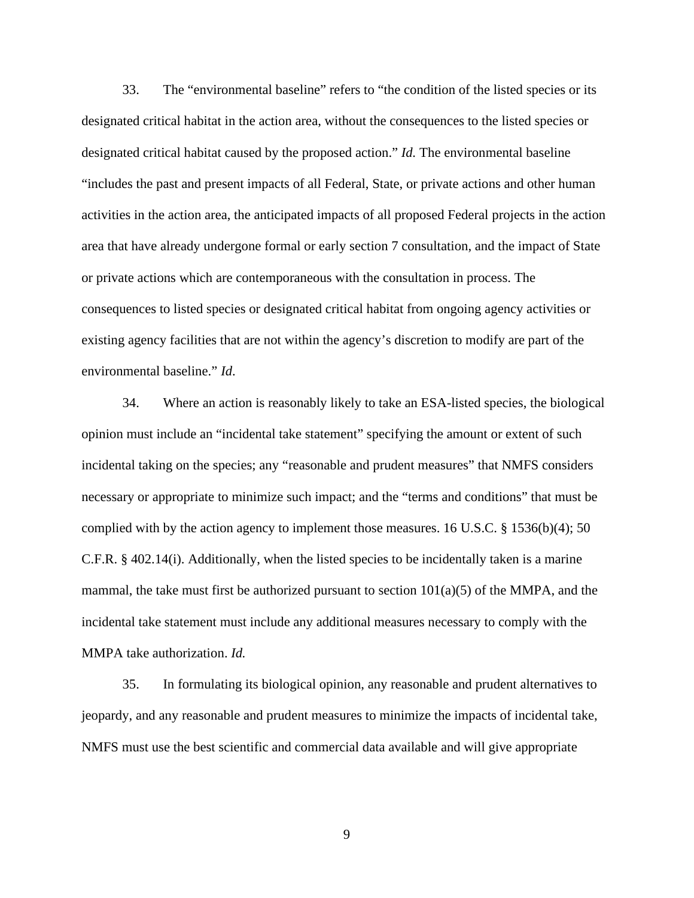33. The "environmental baseline" refers to "the condition of the listed species or its designated critical habitat in the action area, without the consequences to the listed species or designated critical habitat caused by the proposed action." *Id.* The environmental baseline "includes the past and present impacts of all Federal, State, or private actions and other human activities in the action area, the anticipated impacts of all proposed Federal projects in the action area that have already undergone formal or early section 7 consultation, and the impact of State or private actions which are contemporaneous with the consultation in process. The consequences to listed species or designated critical habitat from ongoing agency activities or existing agency facilities that are not within the agency's discretion to modify are part of the environmental baseline." *Id*.

34. Where an action is reasonably likely to take an ESA-listed species, the biological opinion must include an "incidental take statement" specifying the amount or extent of such incidental taking on the species; any "reasonable and prudent measures" that NMFS considers necessary or appropriate to minimize such impact; and the "terms and conditions" that must be complied with by the action agency to implement those measures. 16 U.S.C. § 1536(b)(4); 50 C.F.R. § 402.14(i). Additionally, when the listed species to be incidentally taken is a marine mammal, the take must first be authorized pursuant to section 101(a)(5) of the MMPA, and the incidental take statement must include any additional measures necessary to comply with the MMPA take authorization. *Id.*

35. In formulating its biological opinion, any reasonable and prudent alternatives to jeopardy, and any reasonable and prudent measures to minimize the impacts of incidental take, NMFS must use the best scientific and commercial data available and will give appropriate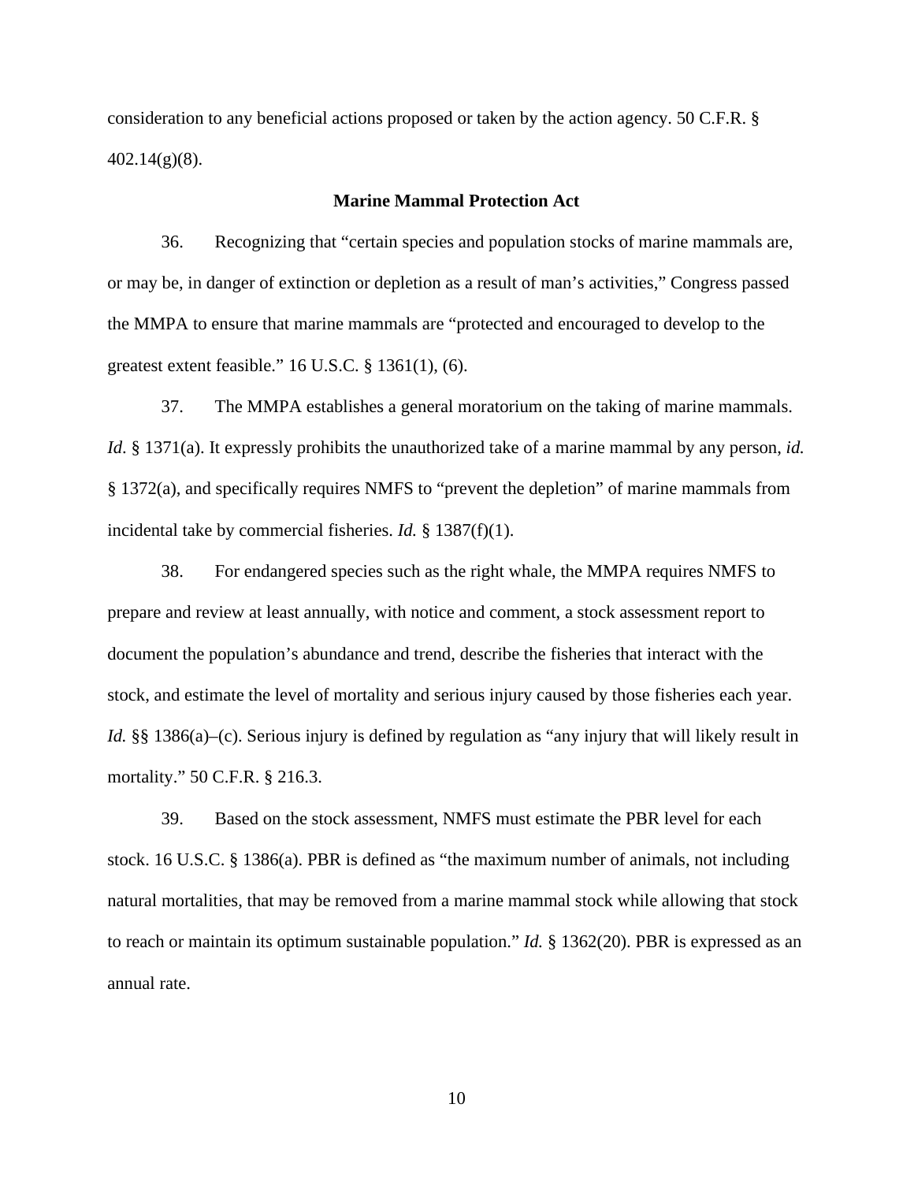consideration to any beneficial actions proposed or taken by the action agency. 50 C.F.R. § 402.14(g)(8).

**Marine Mammal Protection Act**

36. Recognizing that "certain species and population stocks of marine mammals are, or may be, in danger of extinction or depletion as a result of man's activities," Congress passed the MMPA to ensure that marine mammals are "protected and encouraged to develop to the greatest extent feasible." 16 U.S.C. § 1361(1), (6).

37. The MMPA establishes a general moratorium on the taking of marine mammals. *Id.* § 1371(a). It expressly prohibits the unauthorized take of a marine mammal by any person, *id.* § 1372(a), and specifically requires NMFS to "prevent the depletion" of marine mammals from incidental take by commercial fisheries. *Id.* § 1387(f)(1).

38. For endangered species such as the right whale, the MMPA requires NMFS to prepare and review at least annually, with notice and comment, a stock assessment report to document the population's abundance and trend, describe the fisheries that interact with the stock, and estimate the level of mortality and serious injury caused by those fisheries each year. *Id.* §§ 1386(a)–(c). Serious injury is defined by regulation as "any injury that will likely result in mortality." 50 C.F.R. § 216.3.

39. Based on the stock assessment, NMFS must estimate the PBR level for each stock. 16 U.S.C. § 1386(a). PBR is defined as "the maximum number of animals, not including natural mortalities, that may be removed from a marine mammal stock while allowing that stock to reach or maintain its optimum sustainable population." *Id.* § 1362(20). PBR is expressed as an annual rate.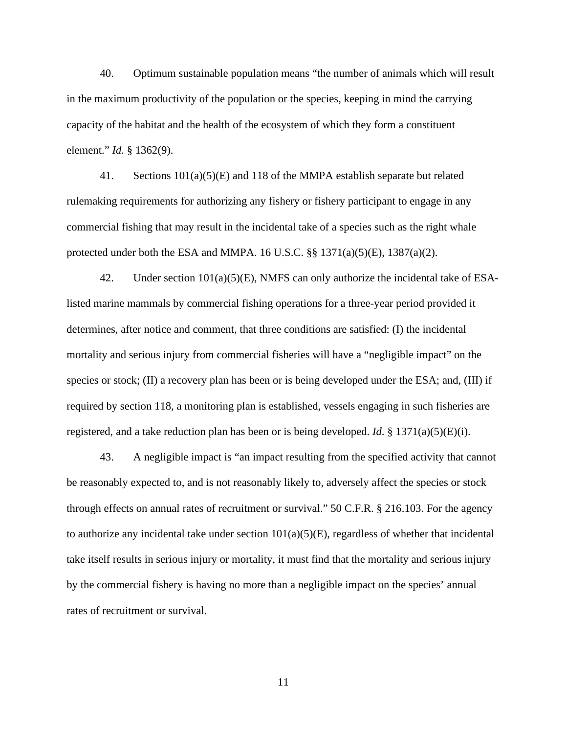40. Optimum sustainable population means "the number of animals which will result in the maximum productivity of the population or the species, keeping in mind the carrying capacity of the habitat and the health of the ecosystem of which they form a constituent element." *Id.* § 1362(9).

41. Sections 101(a)(5)(E) and 118 of the MMPA establish separate but related rulemaking requirements for authorizing any fishery or fishery participant to engage in any commercial fishing that may result in the incidental take of a species such as the right whale protected under both the ESA and MMPA. 16 U.S.C. §§ 1371(a)(5)(E), 1387(a)(2).

42. Under section 101(a)(5)(E), NMFS can only authorize the incidental take of ESA-listed marine mammals by commercial fishing operations for a three-year period provided it determines, after notice and comment, that three conditions are satisfied: (I) the incidental mortality and serious injury from commercial fisheries will have a "negligible impact" on the species or stock; (II) a recovery plan has been or is being developed under the ESA; and, (III) if required by section 118, a monitoring plan is established, vessels engaging in such fisheries are registered, and a take reduction plan has been or is being developed. *Id.* § 1371(a)(5)(E)(i).

43. A negligible impact is "an impact resulting from the specified activity that cannot be reasonably expected to, and is not reasonably likely to, adversely affect the species or stock through effects on annual rates of recruitment or survival." 50 C.F.R. § 216.103. For the agency to authorize any incidental take under section 101(a)(5)(E), regardless of whether that incidental take itself results in serious injury or mortality, it must find that the mortality and serious injury by the commercial fishery is having no more than a negligible impact on the species' annual rates of recruitment or survival.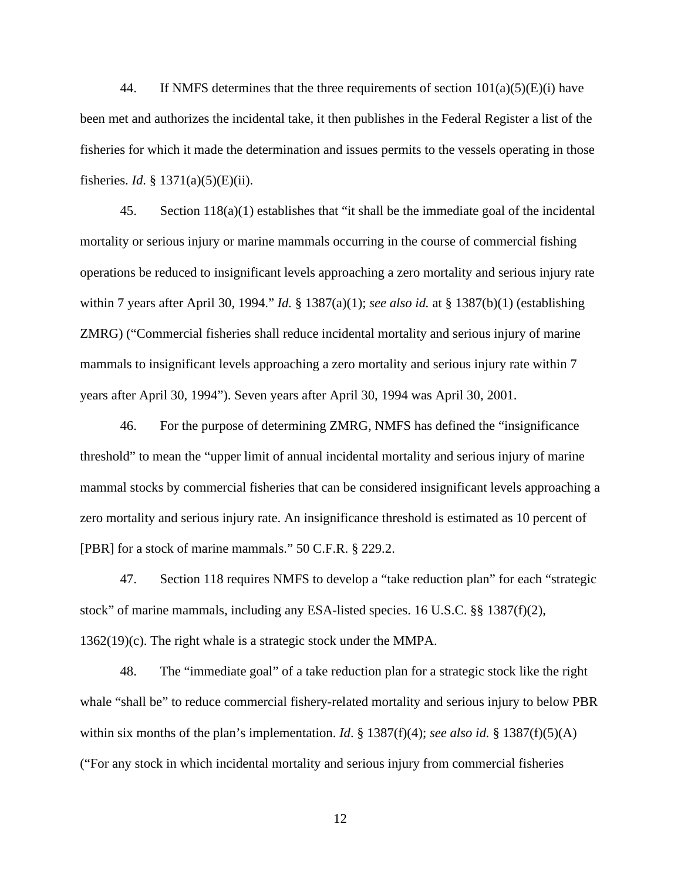44. If NMFS determines that the three requirements of section 101(a)(5)(E)(i) have been met and authorizes the incidental take, it then publishes in the Federal Register a list of the fisheries for which it made the determination and issues permits to the vessels operating in those fisheries. *Id*. § 1371(a)(5)(E)(ii).

45. Section 118(a)(1) establishes that "it shall be the immediate goal of the incidental mortality or serious injury or marine mammals occurring in the course of commercial fishing operations be reduced to insignificant levels approaching a zero mortality and serious injury rate within 7 years after April 30, 1994." *Id.* § 1387(a)(1); *see also id.* at § 1387(b)(1) (establishing ZMRG) ("Commercial fisheries shall reduce incidental mortality and serious injury of marine mammals to insignificant levels approaching a zero mortality and serious injury rate within 7 years after April 30, 1994"). Seven years after April 30, 1994 was April 30, 2001.

46. For the purpose of determining ZMRG, NMFS has defined the "insignificance threshold" to mean the "upper limit of annual incidental mortality and serious injury of marine mammal stocks by commercial fisheries that can be considered insignificant levels approaching a zero mortality and serious injury rate. An insignificance threshold is estimated as 10 percent of [PBR] for a stock of marine mammals." 50 C.F.R. § 229.2.

47. Section 118 requires NMFS to develop a "take reduction plan" for each "strategic stock" of marine mammals, including any ESA-listed species. 16 U.S.C. §§ 1387(f)(2), 1362(19)(c). The right whale is a strategic stock under the MMPA.

48. The "immediate goal" of a take reduction plan for a strategic stock like the right whale "shall be" to reduce commercial fishery-related mortality and serious injury to below PBR within six months of the plan's implementation. *Id*. § 1387(f)(4); *see also id.* § 1387(f)(5)(A) ("For any stock in which incidental mortality and serious injury from commercial fisheries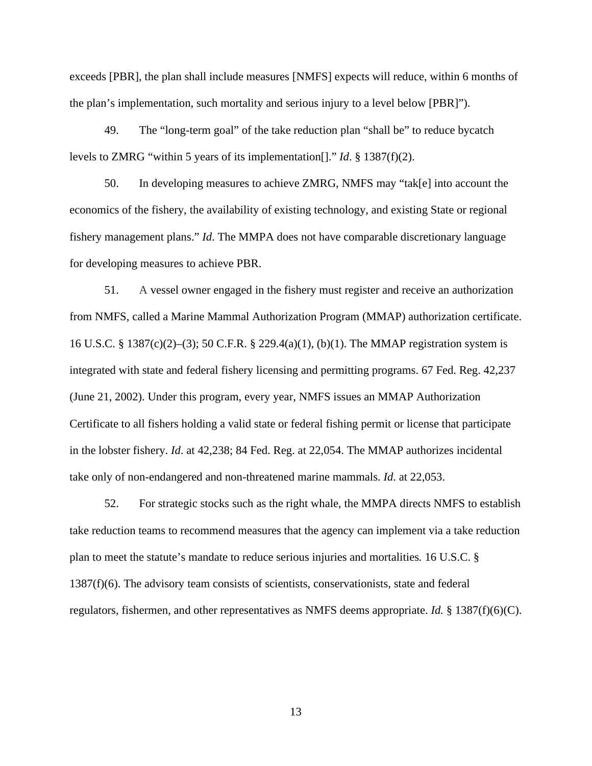exceeds [PBR], the plan shall include measures [NMFS] expects will reduce, within 6 months of the plan's implementation, such mortality and serious injury to a level below [PBR]").

49. The "long-term goal" of the take reduction plan "shall be" to reduce bycatch levels to ZMRG "within 5 years of its implementation[]." *Id*. § 1387(f)(2).

50. In developing measures to achieve ZMRG, NMFS may "tak[e] into account the economics of the fishery, the availability of existing technology, and existing State or regional fishery management plans." *Id*. The MMPA does not have comparable discretionary language for developing measures to achieve PBR.

51. A vessel owner engaged in the fishery must register and receive an authorization from NMFS, called a Marine Mammal Authorization Program (MMAP) authorization certificate. 16 U.S.C. § 1387(c)(2)–(3); 50 C.F.R. § 229.4(a)(1), (b)(1). The MMAP registration system is integrated with state and federal fishery licensing and permitting programs. 67 Fed. Reg. 42,237 (June 21, 2002). Under this program, every year, NMFS issues an MMAP Authorization Certificate to all fishers holding a valid state or federal fishing permit or license that participate in the lobster fishery. *Id*. at 42,238; 84 Fed. Reg. at 22,054. The MMAP authorizes incidental take only of non-endangered and non-threatened marine mammals. *Id*. at 22,053.

52. For strategic stocks such as the right whale, the MMPA directs NMFS to establish take reduction teams to recommend measures that the agency can implement via a take reduction plan to meet the statute's mandate to reduce serious injuries and mortalities*.* 16 U.S.C. § 1387(f)(6). The advisory team consists of scientists, conservationists, state and federal regulators, fishermen, and other representatives as NMFS deems appropriate. *Id.* § 1387(f)(6)(C).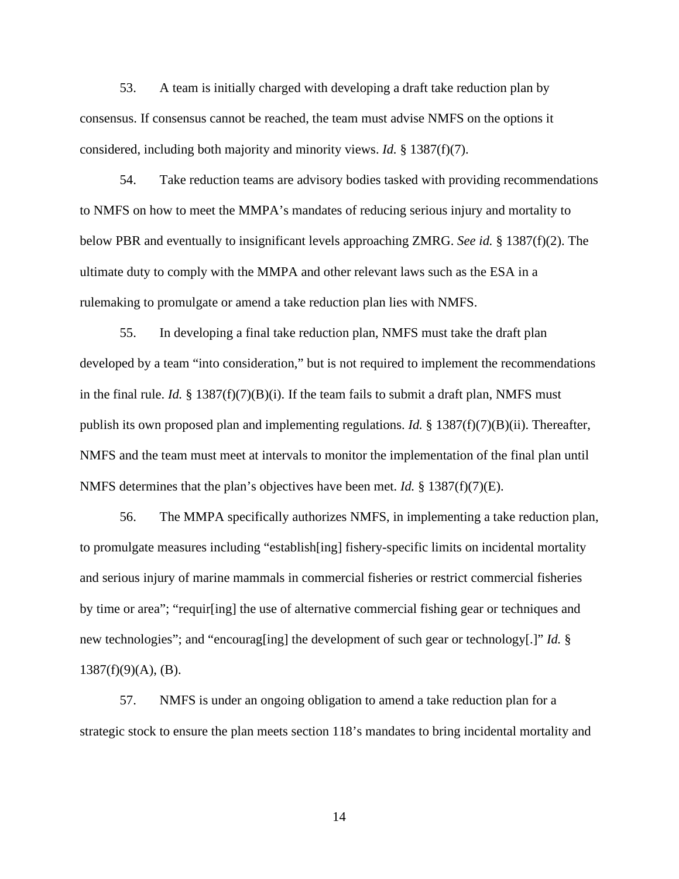53. A team is initially charged with developing a draft take reduction plan by consensus. If consensus cannot be reached, the team must advise NMFS on the options it considered, including both majority and minority views. *Id.* § 1387(f)(7).

54. Take reduction teams are advisory bodies tasked with providing recommendations to NMFS on how to meet the MMPA's mandates of reducing serious injury and mortality to below PBR and eventually to insignificant levels approaching ZMRG. *See id.* § 1387(f)(2). The ultimate duty to comply with the MMPA and other relevant laws such as the ESA in a rulemaking to promulgate or amend a take reduction plan lies with NMFS.

55. In developing a final take reduction plan, NMFS must take the draft plan developed by a team "into consideration," but is not required to implement the recommendations in the final rule. *Id.* § 1387(f)(7)(B)(i). If the team fails to submit a draft plan, NMFS must publish its own proposed plan and implementing regulations. *Id.* § 1387(f)(7)(B)(ii). Thereafter, NMFS and the team must meet at intervals to monitor the implementation of the final plan until NMFS determines that the plan's objectives have been met. *Id.* § 1387(f)(7)(E).

56. The MMPA specifically authorizes NMFS, in implementing a take reduction plan, to promulgate measures including "establish[ing] fishery-specific limits on incidental mortality and serious injury of marine mammals in commercial fisheries or restrict commercial fisheries by time or area"; "requir[ing] the use of alternative commercial fishing gear or techniques and new technologies"; and "encourag[ing] the development of such gear or technology[.]" *Id.* § 1387(f)(9)(A), (B).

57. NMFS is under an ongoing obligation to amend a take reduction plan for a strategic stock to ensure the plan meets section 118's mandates to bring incidental mortality and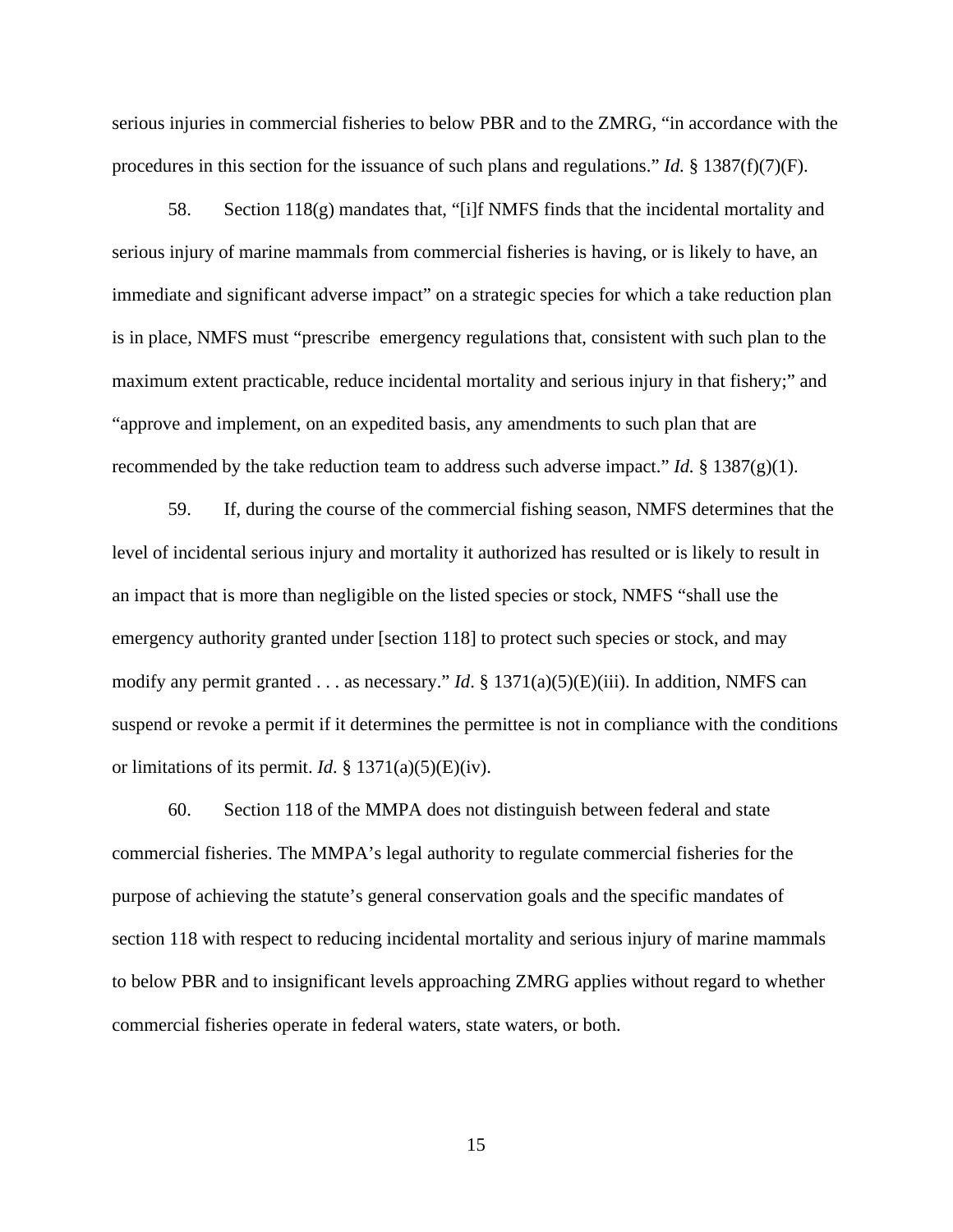serious injuries in commercial fisheries to below PBR and to the ZMRG, "in accordance with the procedures in this section for the issuance of such plans and regulations." *Id.* § 1387(f)(7)(F).

58. Section 118(g) mandates that, "[i]f NMFS finds that the incidental mortality and serious injury of marine mammals from commercial fisheries is having, or is likely to have, an immediate and significant adverse impact" on a strategic species for which a take reduction plan is in place, NMFS must "prescribe emergency regulations that, consistent with such plan to the maximum extent practicable, reduce incidental mortality and serious injury in that fishery;" and "approve and implement, on an expedited basis, any amendments to such plan that are recommended by the take reduction team to address such adverse impact." *Id.* § 1387(g)(1).

59. If, during the course of the commercial fishing season, NMFS determines that the level of incidental serious injury and mortality it authorized has resulted or is likely to result in an impact that is more than negligible on the listed species or stock, NMFS "shall use the emergency authority granted under [section 118] to protect such species or stock, and may modify any permit granted . . . as necessary." *Id*. § 1371(a)(5)(E)(iii). In addition, NMFS can suspend or revoke a permit if it determines the permittee is not in compliance with the conditions or limitations of its permit. *Id*. § 1371(a)(5)(E)(iv).

60. Section 118 of the MMPA does not distinguish between federal and state commercial fisheries. The MMPA's legal authority to regulate commercial fisheries for the purpose of achieving the statute's general conservation goals and the specific mandates of section 118 with respect to reducing incidental mortality and serious injury of marine mammals to below PBR and to insignificant levels approaching ZMRG applies without regard to whether commercial fisheries operate in federal waters, state waters, or both.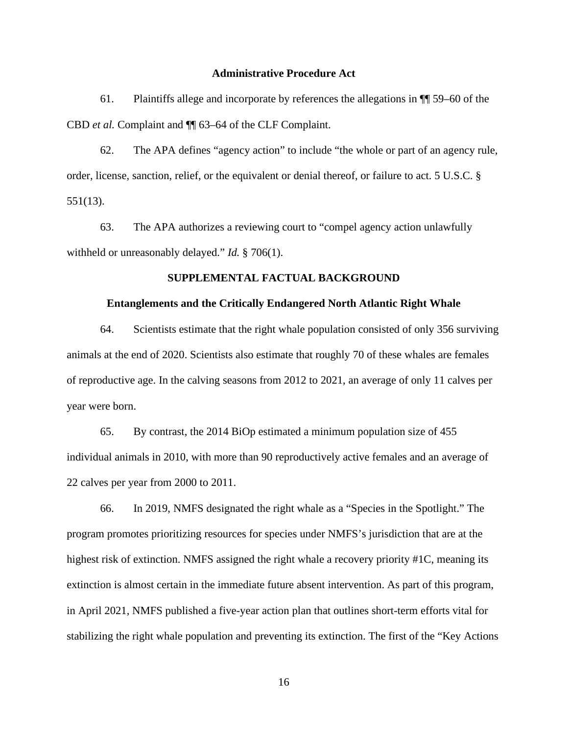### Administrative Procedure Act

61. Plaintiffs allege and incorporate by references the allegations in ¶¶ 59–60 of the CBD *et al.* Complaint and ¶¶ 63–64 of the CLF Complaint.

62. The APA defines "agency action" to include "the whole or part of an agency rule, order, license, sanction, relief, or the equivalent or denial thereof, or failure to act. 5 U.S.C. § 551(13).

63. The APA authorizes a reviewing court to "compel agency action unlawfully withheld or unreasonably delayed." *Id.* § 706(1).

## SUPPLEMENTAL FACTUAL BACKGROUND

### Entanglements and the Critically Endangered North Atlantic Right Whale

64. Scientists estimate that the right whale population consisted of only 356 surviving animals at the end of 2020. Scientists also estimate that roughly 70 of these whales are females of reproductive age. In the calving seasons from 2012 to 2021, an average of only 11 calves per year were born.

65. By contrast, the 2014 BiOp estimated a minimum population size of 455 individual animals in 2010, with more than 90 reproductively active females and an average of 22 calves per year from 2000 to 2011.

66. In 2019, NMFS designated the right whale as a "Species in the Spotlight." The program promotes prioritizing resources for species under NMFS's jurisdiction that are at the highest risk of extinction. NMFS assigned the right whale a recovery priority #1C, meaning its extinction is almost certain in the immediate future absent intervention. As part of this program, in April 2021, NMFS published a five-year action plan that outlines short-term efforts vital for stabilizing the right whale population and preventing its extinction. The first of the "Key Actions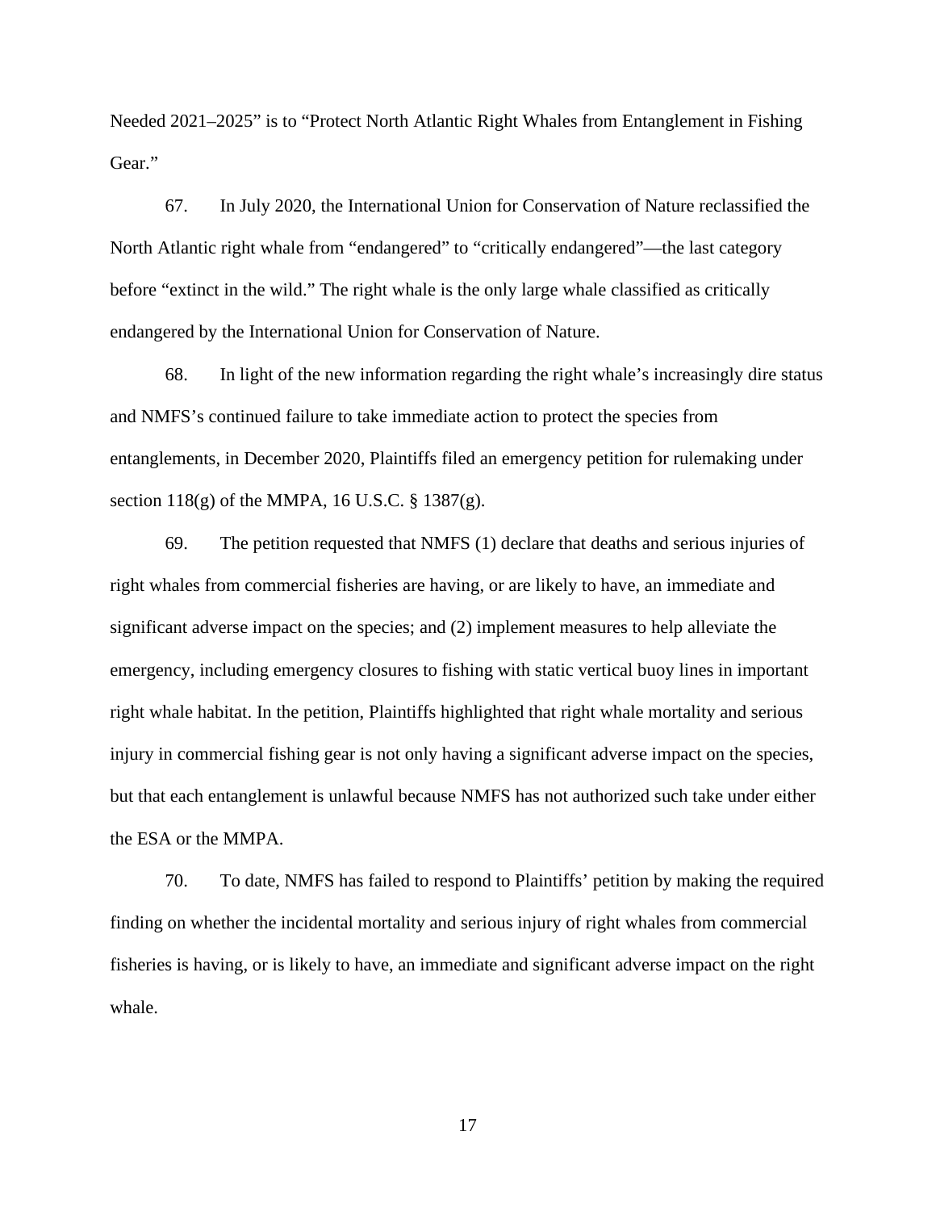Needed 2021–2025" is to "Protect North Atlantic Right Whales from Entanglement in Fishing Gear."

67. In July 2020, the International Union for Conservation of Nature reclassified the North Atlantic right whale from "endangered" to "critically endangered"—the last category before "extinct in the wild." The right whale is the only large whale classified as critically endangered by the International Union for Conservation of Nature.

68. In light of the new information regarding the right whale's increasingly dire status and NMFS's continued failure to take immediate action to protect the species from entanglements, in December 2020, Plaintiffs filed an emergency petition for rulemaking under section 118(g) of the MMPA, 16 U.S.C. § 1387(g).

69. The petition requested that NMFS (1) declare that deaths and serious injuries of right whales from commercial fisheries are having, or are likely to have, an immediate and significant adverse impact on the species; and (2) implement measures to help alleviate the emergency, including emergency closures to fishing with static vertical buoy lines in important right whale habitat. In the petition, Plaintiffs highlighted that right whale mortality and serious injury in commercial fishing gear is not only having a significant adverse impact on the species, but that each entanglement is unlawful because NMFS has not authorized such take under either the ESA or the MMPA.

70. To date, NMFS has failed to respond to Plaintiffs' petition by making the required finding on whether the incidental mortality and serious injury of right whales from commercial fisheries is having, or is likely to have, an immediate and significant adverse impact on the right whale.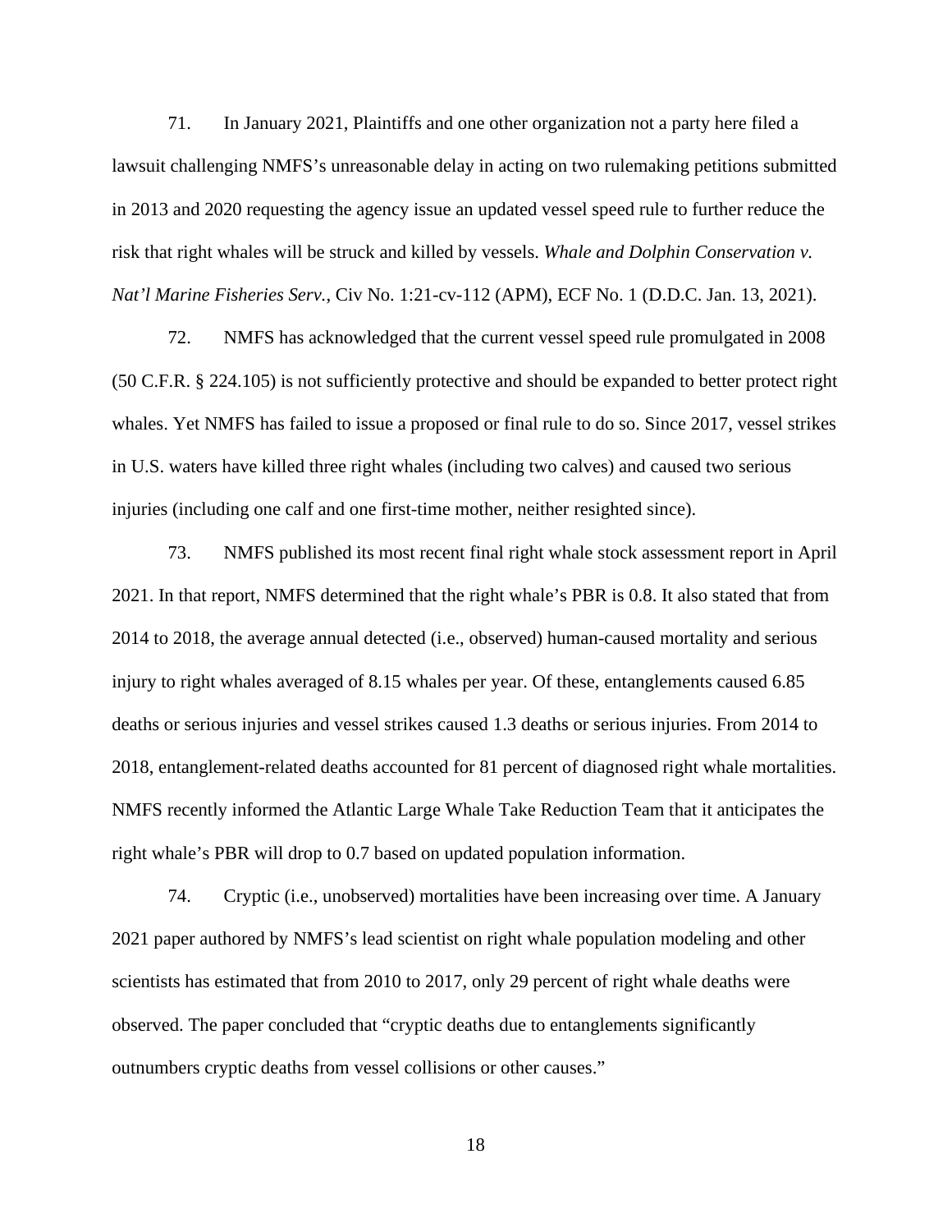71. In January 2021, Plaintiffs and one other organization not a party here filed a lawsuit challenging NMFS's unreasonable delay in acting on two rulemaking petitions submitted in 2013 and 2020 requesting the agency issue an updated vessel speed rule to further reduce the risk that right whales will be struck and killed by vessels. *Whale and Dolphin Conservation v. Nat'l Marine Fisheries Serv.*, Civ No. 1:21-cv-112 (APM), ECF No. 1 (D.D.C. Jan. 13, 2021).

72. NMFS has acknowledged that the current vessel speed rule promulgated in 2008 (50 C.F.R. § 224.105) is not sufficiently protective and should be expanded to better protect right whales. Yet NMFS has failed to issue a proposed or final rule to do so. Since 2017, vessel strikes in U.S. waters have killed three right whales (including two calves) and caused two serious injuries (including one calf and one first-time mother, neither resighted since).

73. NMFS published its most recent final right whale stock assessment report in April 2021. In that report, NMFS determined that the right whale's PBR is 0.8. It also stated that from 2014 to 2018, the average annual detected (i.e., observed) human-caused mortality and serious injury to right whales averaged of 8.15 whales per year. Of these, entanglements caused 6.85 deaths or serious injuries and vessel strikes caused 1.3 deaths or serious injuries. From 2014 to 2018, entanglement-related deaths accounted for 81 percent of diagnosed right whale mortalities. NMFS recently informed the Atlantic Large Whale Take Reduction Team that it anticipates the right whale's PBR will drop to 0.7 based on updated population information.

74. Cryptic (i.e., unobserved) mortalities have been increasing over time. A January 2021 paper authored by NMFS's lead scientist on right whale population modeling and other scientists has estimated that from 2010 to 2017, only 29 percent of right whale deaths were observed. The paper concluded that "cryptic deaths due to entanglements significantly outnumbers cryptic deaths from vessel collisions or other causes."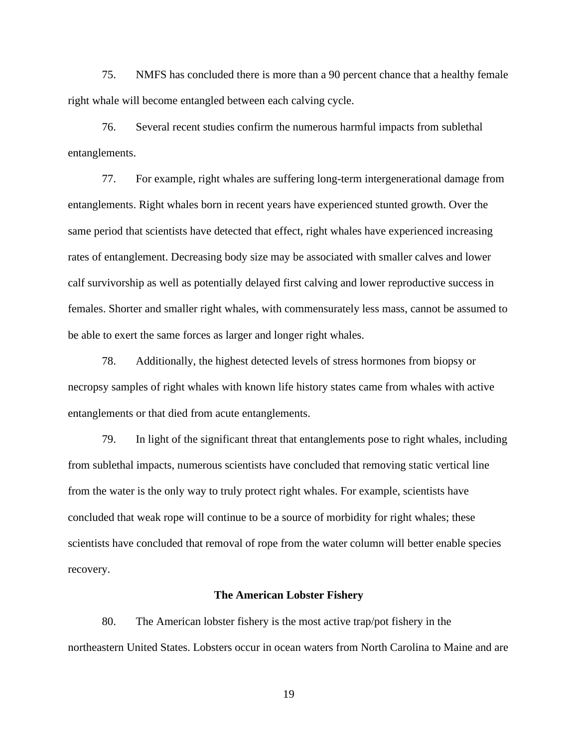75. NMFS has concluded there is more than a 90 percent chance that a healthy female right whale will become entangled between each calving cycle.

76. Several recent studies confirm the numerous harmful impacts from sublethal entanglements.

77. For example, right whales are suffering long-term intergenerational damage from entanglements. Right whales born in recent years have experienced stunted growth. Over the same period that scientists have detected that effect, right whales have experienced increasing rates of entanglement. Decreasing body size may be associated with smaller calves and lower calf survivorship as well as potentially delayed first calving and lower reproductive success in females. Shorter and smaller right whales, with commensurately less mass, cannot be assumed to be able to exert the same forces as larger and longer right whales.

78. Additionally, the highest detected levels of stress hormones from biopsy or necropsy samples of right whales with known life history states came from whales with active entanglements or that died from acute entanglements.

79. In light of the significant threat that entanglements pose to right whales, including from sublethal impacts, numerous scientists have concluded that removing static vertical line from the water is the only way to truly protect right whales. For example, scientists have concluded that weak rope will continue to be a source of morbidity for right whales; these scientists have concluded that removal of rope from the water column will better enable species recovery.

**The American Lobster Fishery**

80. The American lobster fishery is the most active trap/pot fishery in the northeastern United States. Lobsters occur in ocean waters from North Carolina to Maine and are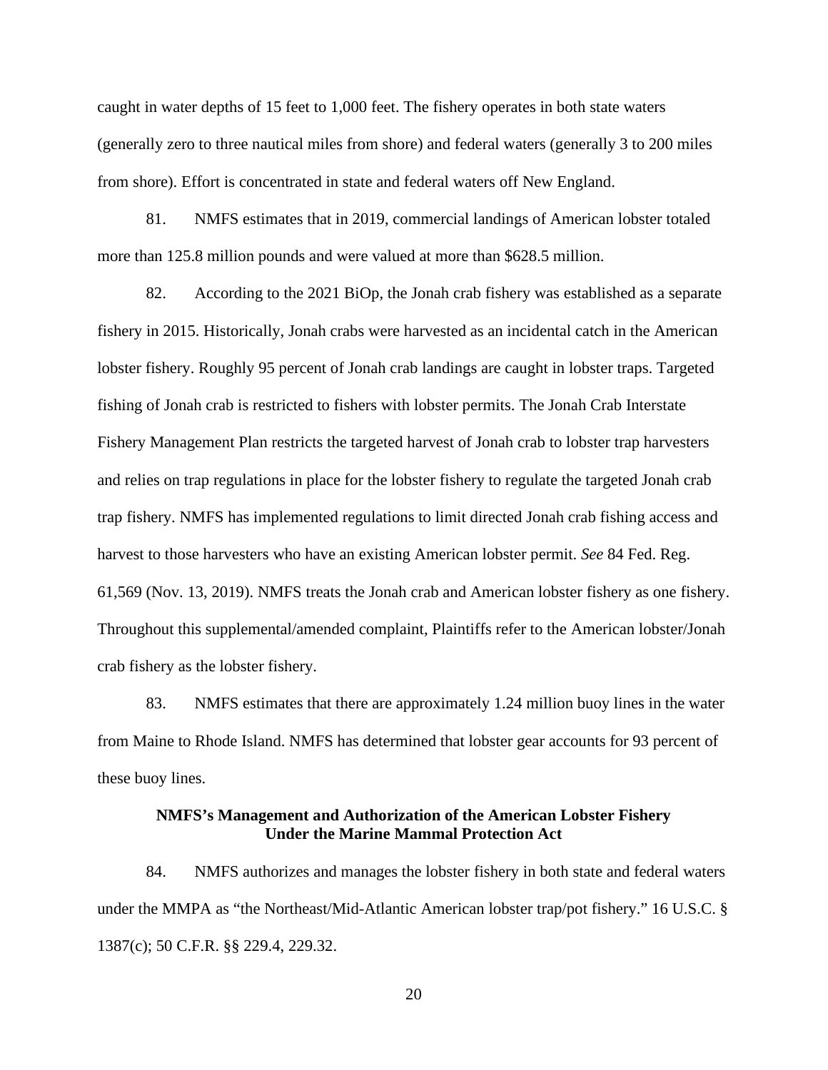caught in water depths of 15 feet to 1,000 feet. The fishery operates in both state waters (generally zero to three nautical miles from shore) and federal waters (generally 3 to 200 miles from shore). Effort is concentrated in state and federal waters off New England.

81. NMFS estimates that in 2019, commercial landings of American lobster totaled more than 125.8 million pounds and were valued at more than $628.5 million.

82. According to the 2021 BiOp, the Jonah crab fishery was established as a separate fishery in 2015. Historically, Jonah crabs were harvested as an incidental catch in the American lobster fishery. Roughly 95 percent of Jonah crab landings are caught in lobster traps. Targeted fishing of Jonah crab is restricted to fishers with lobster permits. The Jonah Crab Interstate Fishery Management Plan restricts the targeted harvest of Jonah crab to lobster trap harvesters and relies on trap regulations in place for the lobster fishery to regulate the targeted Jonah crab trap fishery. NMFS has implemented regulations to limit directed Jonah crab fishing access and harvest to those harvesters who have an existing American lobster permit. *See* 84 Fed. Reg. 61,569 (Nov. 13, 2019). NMFS treats the Jonah crab and American lobster fishery as one fishery. Throughout this supplemental/amended complaint, Plaintiffs refer to the American lobster/Jonah crab fishery as the lobster fishery.

83. NMFS estimates that there are approximately 1.24 million buoy lines in the water from Maine to Rhode Island. NMFS has determined that lobster gear accounts for 93 percent of these buoy lines.

**NMFS's Management and Authorization of the American Lobster Fishery Under the Marine Mammal Protection Act**

84. NMFS authorizes and manages the lobster fishery in both state and federal waters under the MMPA as "the Northeast/Mid-Atlantic American lobster trap/pot fishery." 16 U.S.C. § 1387(c); 50 C.F.R. §§ 229.4, 229.32.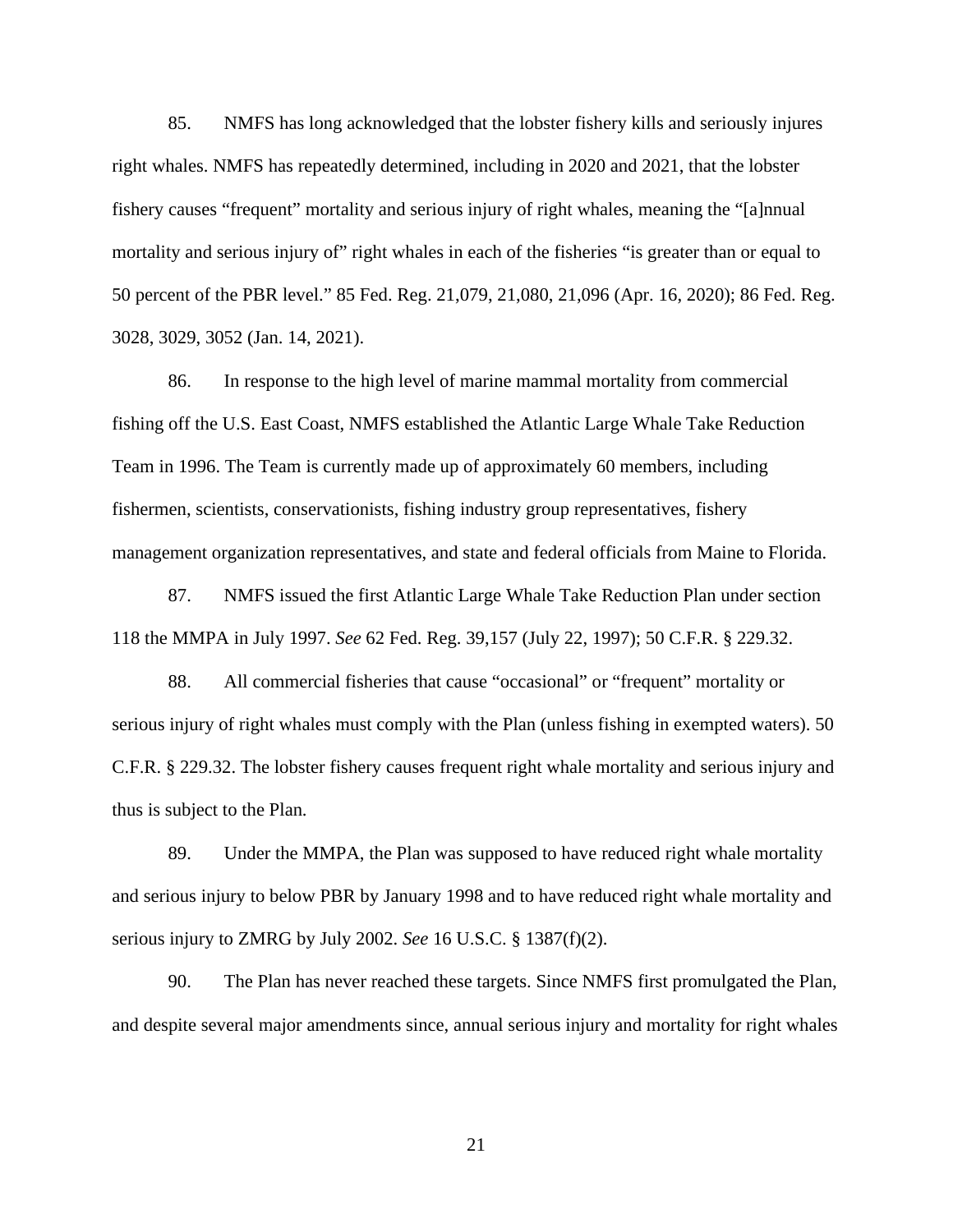85. NMFS has long acknowledged that the lobster fishery kills and seriously injures right whales. NMFS has repeatedly determined, including in 2020 and 2021, that the lobster fishery causes "frequent" mortality and serious injury of right whales, meaning the "[a]nnual mortality and serious injury of" right whales in each of the fisheries "is greater than or equal to 50 percent of the PBR level." 85 Fed. Reg. 21,079, 21,080, 21,096 (Apr. 16, 2020); 86 Fed. Reg. 3028, 3029, 3052 (Jan. 14, 2021).

86. In response to the high level of marine mammal mortality from commercial fishing off the U.S. East Coast, NMFS established the Atlantic Large Whale Take Reduction Team in 1996. The Team is currently made up of approximately 60 members, including fishermen, scientists, conservationists, fishing industry group representatives, fishery management organization representatives, and state and federal officials from Maine to Florida.

87. NMFS issued the first Atlantic Large Whale Take Reduction Plan under section 118 the MMPA in July 1997. *See* 62 Fed. Reg. 39,157 (July 22, 1997); 50 C.F.R. § 229.32.

88. All commercial fisheries that cause "occasional" or "frequent" mortality or serious injury of right whales must comply with the Plan (unless fishing in exempted waters). 50 C.F.R. § 229.32. The lobster fishery causes frequent right whale mortality and serious injury and thus is subject to the Plan.

89. Under the MMPA, the Plan was supposed to have reduced right whale mortality and serious injury to below PBR by January 1998 and to have reduced right whale mortality and serious injury to ZMRG by July 2002. *See* 16 U.S.C. § 1387(f)(2).

90. The Plan has never reached these targets. Since NMFS first promulgated the Plan, and despite several major amendments since, annual serious injury and mortality for right whales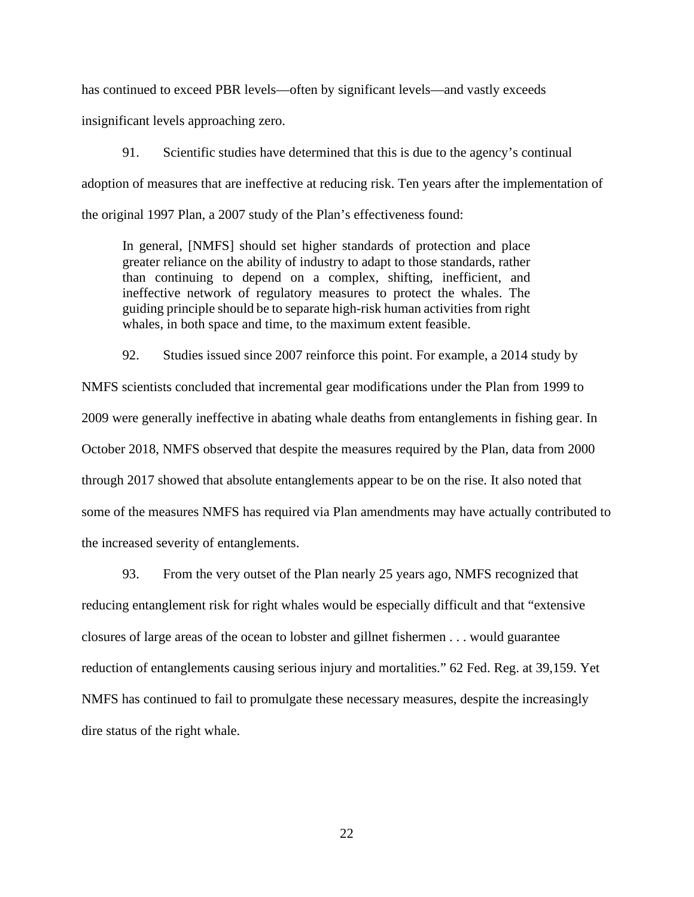has continued to exceed PBR levels—often by significant levels—and vastly exceeds insignificant levels approaching zero.

91. Scientific studies have determined that this is due to the agency's continual adoption of measures that are ineffective at reducing risk. Ten years after the implementation of the original 1997 Plan, a 2007 study of the Plan's effectiveness found:

> In general, [NMFS] should set higher standards of protection and place greater reliance on the ability of industry to adapt to those standards, rather than continuing to depend on a complex, shifting, inefficient, and ineffective network of regulatory measures to protect the whales. The guiding principle should be to separate high-risk human activities from right whales, in both space and time, to the maximum extent feasible.

92. Studies issued since 2007 reinforce this point. For example, a 2014 study by NMFS scientists concluded that incremental gear modifications under the Plan from 1999 to 2009 were generally ineffective in abating whale deaths from entanglements in fishing gear. In October 2018, NMFS observed that despite the measures required by the Plan, data from 2000 through 2017 showed that absolute entanglements appear to be on the rise. It also noted that some of the measures NMFS has required via Plan amendments may have actually contributed to the increased severity of entanglements.

93. From the very outset of the Plan nearly 25 years ago, NMFS recognized that reducing entanglement risk for right whales would be especially difficult and that "extensive closures of large areas of the ocean to lobster and gillnet fishermen . . . would guarantee reduction of entanglements causing serious injury and mortalities." 62 Fed. Reg. at 39,159. Yet NMFS has continued to fail to promulgate these necessary measures, despite the increasingly dire status of the right whale.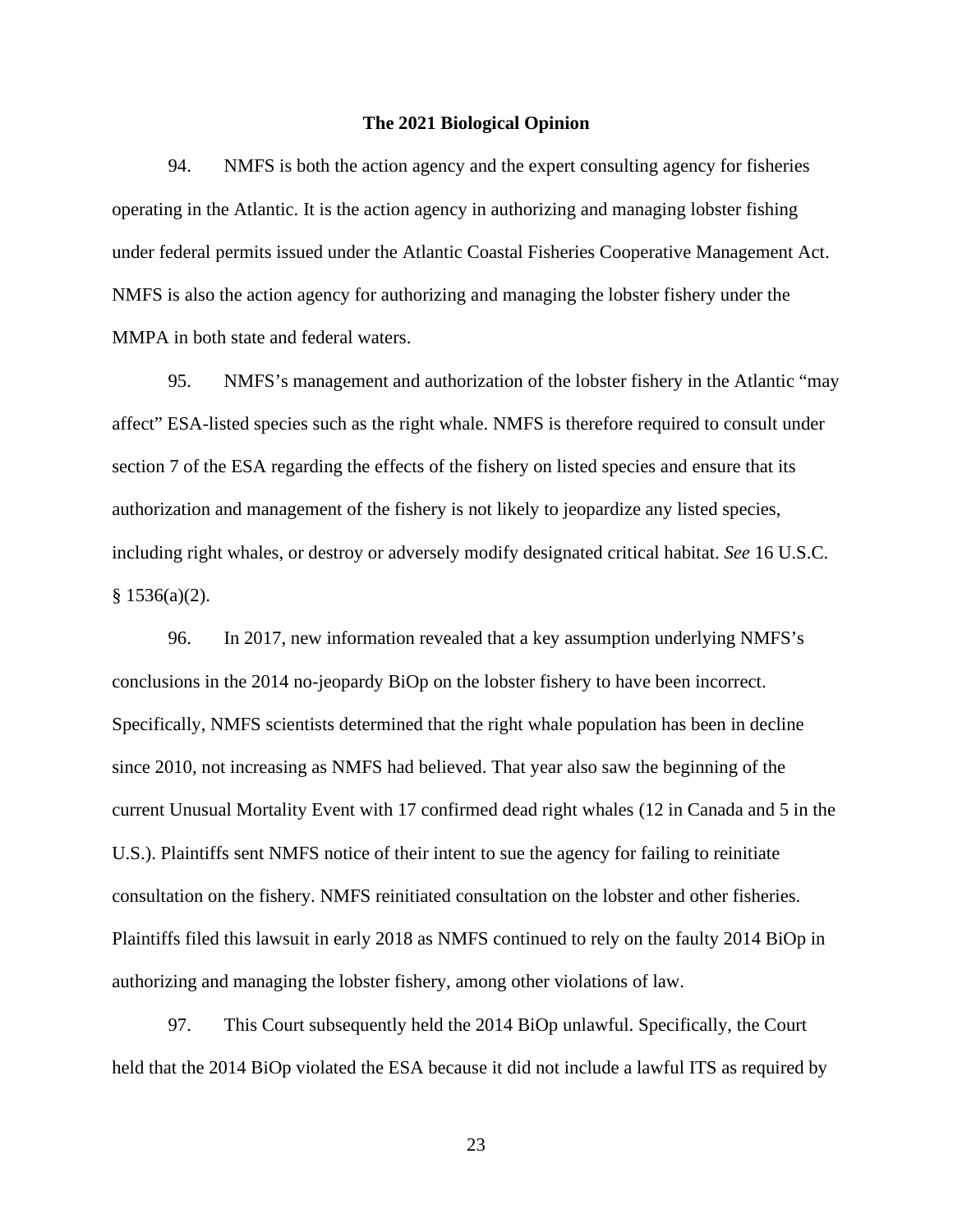### The 2021 Biological Opinion

94. NMFS is both the action agency and the expert consulting agency for fisheries operating in the Atlantic. It is the action agency in authorizing and managing lobster fishing under federal permits issued under the Atlantic Coastal Fisheries Cooperative Management Act. NMFS is also the action agency for authorizing and managing the lobster fishery under the MMPA in both state and federal waters.

95. NMFS's management and authorization of the lobster fishery in the Atlantic "may affect" ESA-listed species such as the right whale. NMFS is therefore required to consult under section 7 of the ESA regarding the effects of the fishery on listed species and ensure that its authorization and management of the fishery is not likely to jeopardize any listed species, including right whales, or destroy or adversely modify designated critical habitat. *See* 16 U.S.C. § 1536(a)(2).

96. In 2017, new information revealed that a key assumption underlying NMFS's conclusions in the 2014 no-jeopardy BiOp on the lobster fishery to have been incorrect. Specifically, NMFS scientists determined that the right whale population has been in decline since 2010, not increasing as NMFS had believed. That year also saw the beginning of the current Unusual Mortality Event with 17 confirmed dead right whales (12 in Canada and 5 in the U.S.). Plaintiffs sent NMFS notice of their intent to sue the agency for failing to reinitiate consultation on the fishery. NMFS reinitiated consultation on the lobster and other fisheries. Plaintiffs filed this lawsuit in early 2018 as NMFS continued to rely on the faulty 2014 BiOp in authorizing and managing the lobster fishery, among other violations of law.

97. This Court subsequently held the 2014 BiOp unlawful. Specifically, the Court held that the 2014 BiOp violated the ESA because it did not include a lawful ITS as required by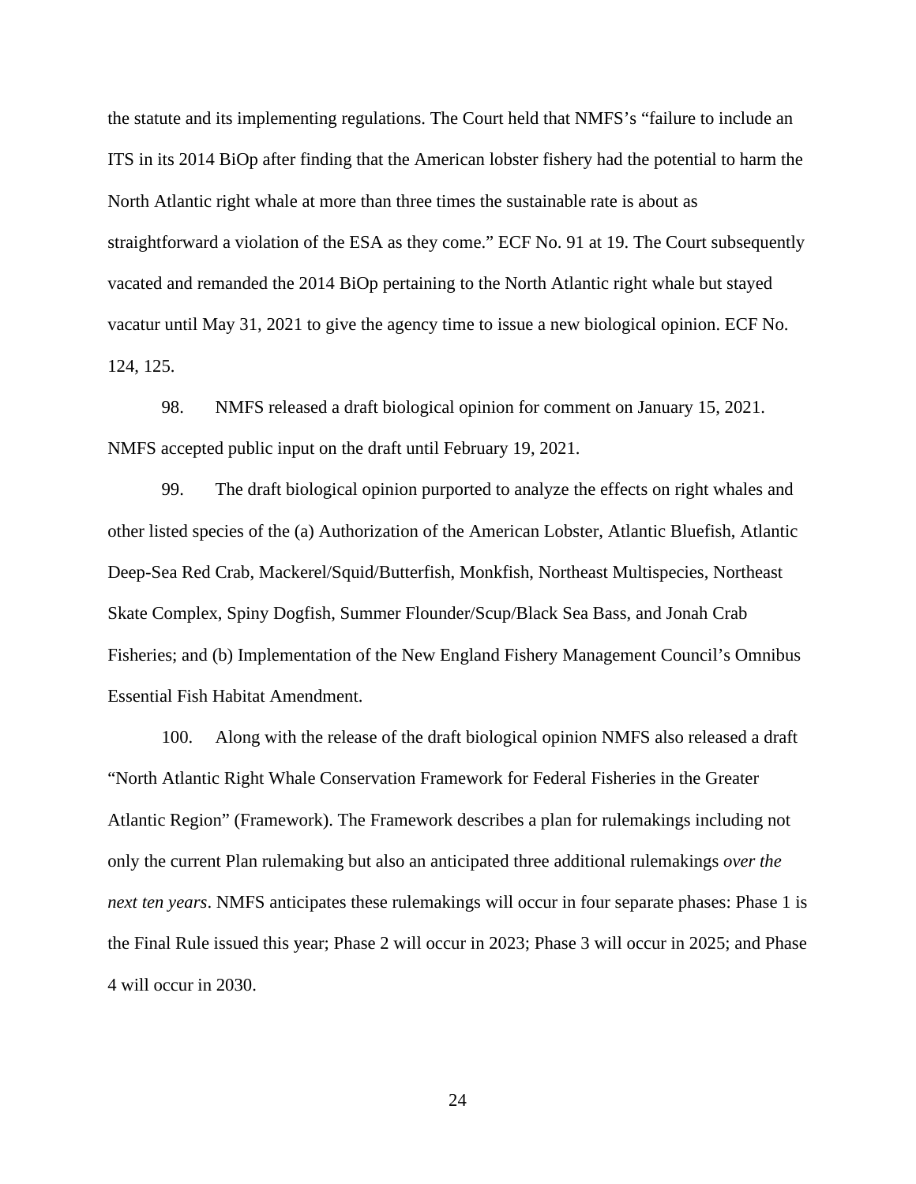the statute and its implementing regulations. The Court held that NMFS's "failure to include an ITS in its 2014 BiOp after finding that the American lobster fishery had the potential to harm the North Atlantic right whale at more than three times the sustainable rate is about as straightforward a violation of the ESA as they come." ECF No. 91 at 19. The Court subsequently vacated and remanded the 2014 BiOp pertaining to the North Atlantic right whale but stayed vacatur until May 31, 2021 to give the agency time to issue a new biological opinion. ECF No. 124, 125.

98. NMFS released a draft biological opinion for comment on January 15, 2021. NMFS accepted public input on the draft until February 19, 2021.

99. The draft biological opinion purported to analyze the effects on right whales and other listed species of the (a) Authorization of the American Lobster, Atlantic Bluefish, Atlantic Deep-Sea Red Crab, Mackerel/Squid/Butterfish, Monkfish, Northeast Multispecies, Northeast Skate Complex, Spiny Dogfish, Summer Flounder/Scup/Black Sea Bass, and Jonah Crab Fisheries; and (b) Implementation of the New England Fishery Management Council's Omnibus Essential Fish Habitat Amendment.

100. Along with the release of the draft biological opinion NMFS also released a draft "North Atlantic Right Whale Conservation Framework for Federal Fisheries in the Greater Atlantic Region" (Framework). The Framework describes a plan for rulemakings including not only the current Plan rulemaking but also an anticipated three additional rulemakings *over the next ten years*. NMFS anticipates these rulemakings will occur in four separate phases: Phase 1 is the Final Rule issued this year; Phase 2 will occur in 2023; Phase 3 will occur in 2025; and Phase 4 will occur in 2030.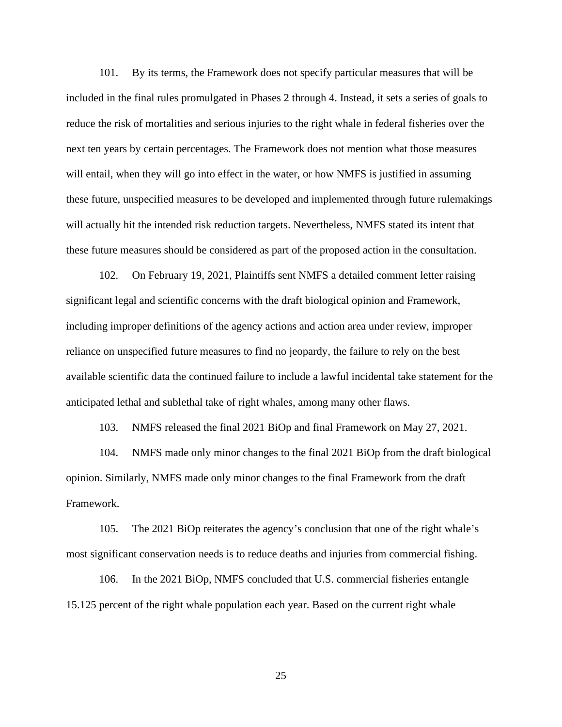101. By its terms, the Framework does not specify particular measures that will be included in the final rules promulgated in Phases 2 through 4. Instead, it sets a series of goals to reduce the risk of mortalities and serious injuries to the right whale in federal fisheries over the next ten years by certain percentages. The Framework does not mention what those measures will entail, when they will go into effect in the water, or how NMFS is justified in assuming these future, unspecified measures to be developed and implemented through future rulemakings will actually hit the intended risk reduction targets. Nevertheless, NMFS stated its intent that these future measures should be considered as part of the proposed action in the consultation.

102. On February 19, 2021, Plaintiffs sent NMFS a detailed comment letter raising significant legal and scientific concerns with the draft biological opinion and Framework, including improper definitions of the agency actions and action area under review, improper reliance on unspecified future measures to find no jeopardy, the failure to rely on the best available scientific data the continued failure to include a lawful incidental take statement for the anticipated lethal and sublethal take of right whales, among many other flaws.

103. NMFS released the final 2021 BiOp and final Framework on May 27, 2021.

104. NMFS made only minor changes to the final 2021 BiOp from the draft biological opinion. Similarly, NMFS made only minor changes to the final Framework from the draft Framework.

105. The 2021 BiOp reiterates the agency's conclusion that one of the right whale's most significant conservation needs is to reduce deaths and injuries from commercial fishing.

106. In the 2021 BiOp, NMFS concluded that U.S. commercial fisheries entangle 15.125 percent of the right whale population each year. Based on the current right whale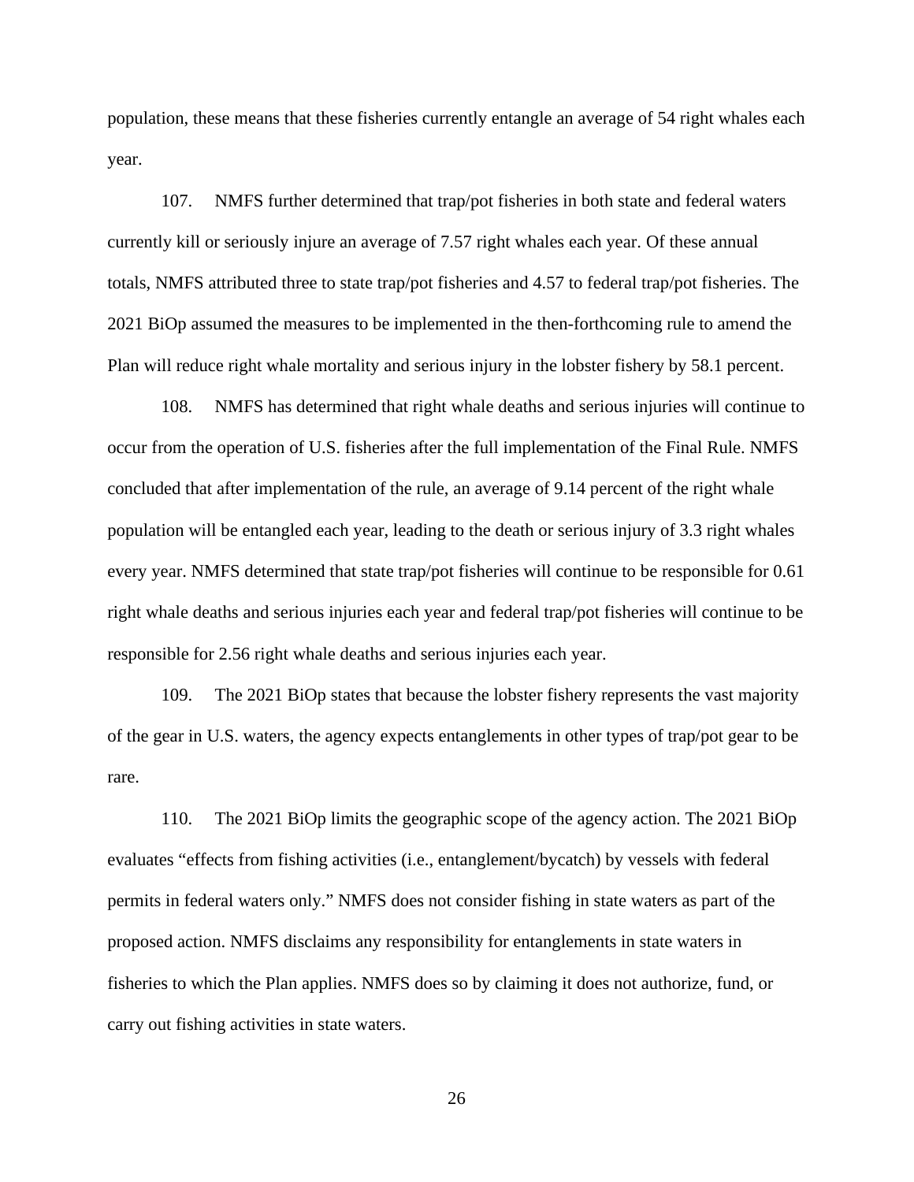population, these means that these fisheries currently entangle an average of 54 right whales each year.

107. NMFS further determined that trap/pot fisheries in both state and federal waters currently kill or seriously injure an average of 7.57 right whales each year. Of these annual totals, NMFS attributed three to state trap/pot fisheries and 4.57 to federal trap/pot fisheries. The 2021 BiOp assumed the measures to be implemented in the then-forthcoming rule to amend the Plan will reduce right whale mortality and serious injury in the lobster fishery by 58.1 percent.

108. NMFS has determined that right whale deaths and serious injuries will continue to occur from the operation of U.S. fisheries after the full implementation of the Final Rule. NMFS concluded that after implementation of the rule, an average of 9.14 percent of the right whale population will be entangled each year, leading to the death or serious injury of 3.3 right whales every year. NMFS determined that state trap/pot fisheries will continue to be responsible for 0.61 right whale deaths and serious injuries each year and federal trap/pot fisheries will continue to be responsible for 2.56 right whale deaths and serious injuries each year.

109. The 2021 BiOp states that because the lobster fishery represents the vast majority of the gear in U.S. waters, the agency expects entanglements in other types of trap/pot gear to be rare.

110. The 2021 BiOp limits the geographic scope of the agency action. The 2021 BiOp evaluates "effects from fishing activities (i.e., entanglement/bycatch) by vessels with federal permits in federal waters only." NMFS does not consider fishing in state waters as part of the proposed action. NMFS disclaims any responsibility for entanglements in state waters in fisheries to which the Plan applies. NMFS does so by claiming it does not authorize, fund, or carry out fishing activities in state waters.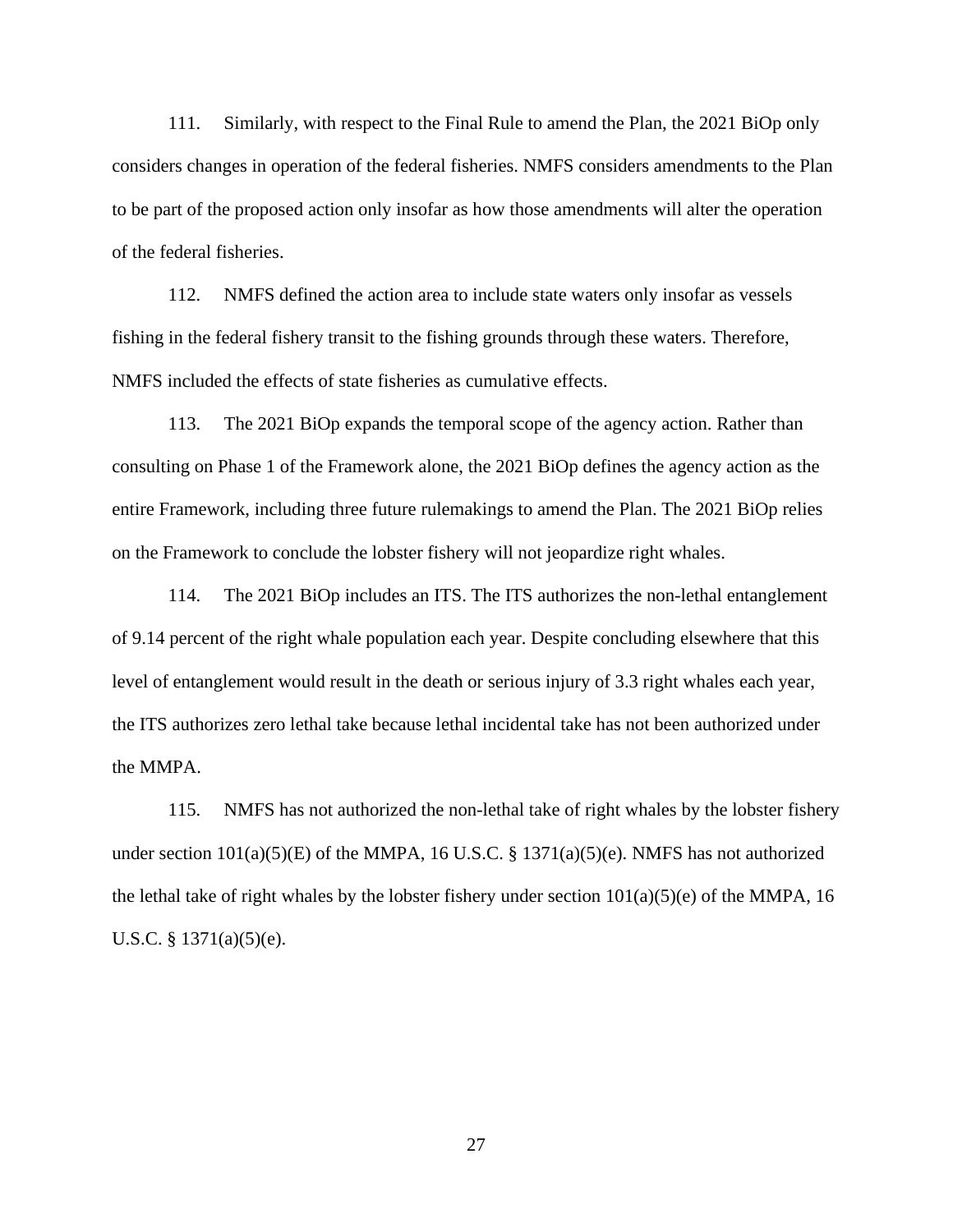111. Similarly, with respect to the Final Rule to amend the Plan, the 2021 BiOp only considers changes in operation of the federal fisheries. NMFS considers amendments to the Plan to be part of the proposed action only insofar as how those amendments will alter the operation of the federal fisheries.

112. NMFS defined the action area to include state waters only insofar as vessels fishing in the federal fishery transit to the fishing grounds through these waters. Therefore, NMFS included the effects of state fisheries as cumulative effects.

113. The 2021 BiOp expands the temporal scope of the agency action. Rather than consulting on Phase 1 of the Framework alone, the 2021 BiOp defines the agency action as the entire Framework, including three future rulemakings to amend the Plan. The 2021 BiOp relies on the Framework to conclude the lobster fishery will not jeopardize right whales.

114. The 2021 BiOp includes an ITS. The ITS authorizes the non-lethal entanglement of 9.14 percent of the right whale population each year. Despite concluding elsewhere that this level of entanglement would result in the death or serious injury of 3.3 right whales each year, the ITS authorizes zero lethal take because lethal incidental take has not been authorized under the MMPA.

115. NMFS has not authorized the non-lethal take of right whales by the lobster fishery under section 101(a)(5)(E) of the MMPA, 16 U.S.C. § 1371(a)(5)(e). NMFS has not authorized the lethal take of right whales by the lobster fishery under section 101(a)(5)(e) of the MMPA, 16 U.S.C. § 1371(a)(5)(e).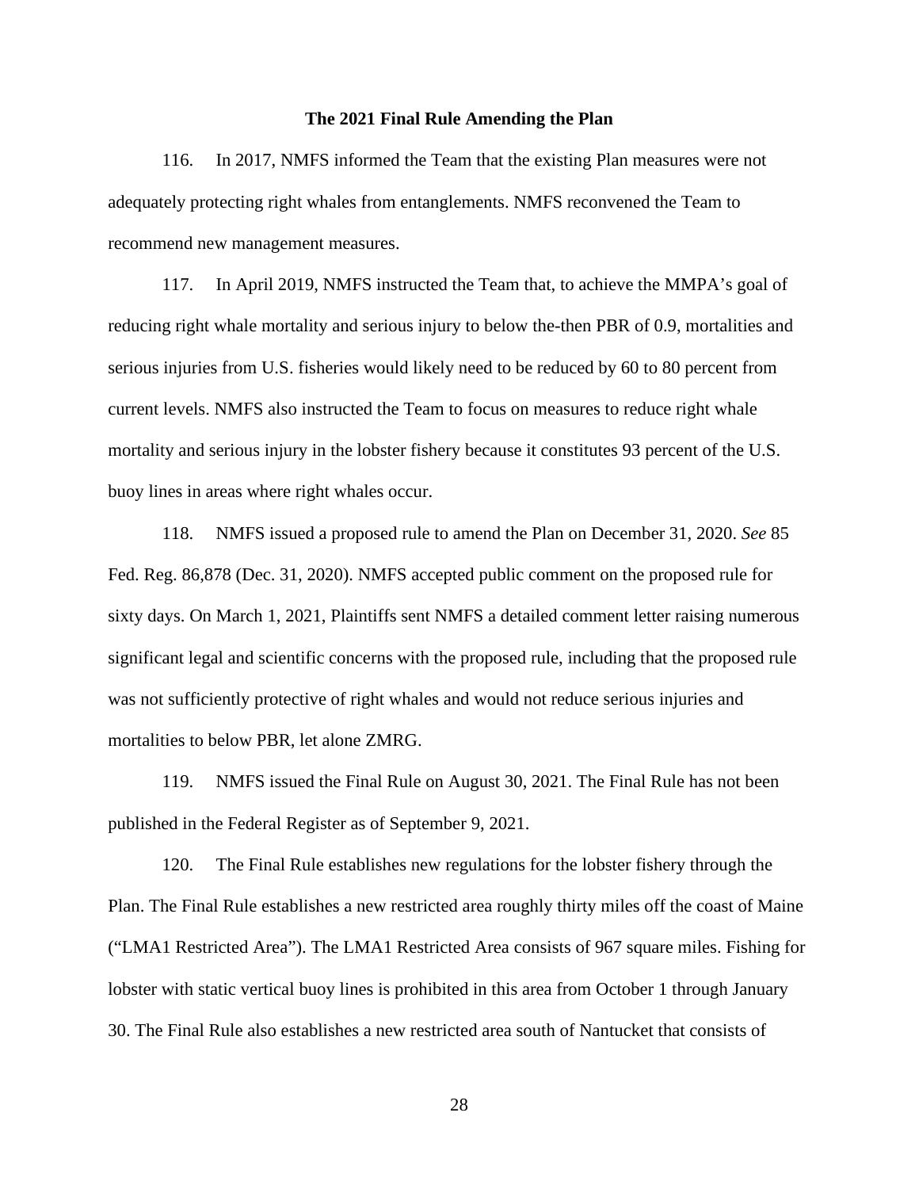**The 2021 Final Rule Amending the Plan**

116. In 2017, NMFS informed the Team that the existing Plan measures were not adequately protecting right whales from entanglements. NMFS reconvened the Team to recommend new management measures.

117. In April 2019, NMFS instructed the Team that, to achieve the MMPA's goal of reducing right whale mortality and serious injury to below the-then PBR of 0.9, mortalities and serious injuries from U.S. fisheries would likely need to be reduced by 60 to 80 percent from current levels. NMFS also instructed the Team to focus on measures to reduce right whale mortality and serious injury in the lobster fishery because it constitutes 93 percent of the U.S. buoy lines in areas where right whales occur.

118. NMFS issued a proposed rule to amend the Plan on December 31, 2020. *See* 85 Fed. Reg. 86,878 (Dec. 31, 2020). NMFS accepted public comment on the proposed rule for sixty days. On March 1, 2021, Plaintiffs sent NMFS a detailed comment letter raising numerous significant legal and scientific concerns with the proposed rule, including that the proposed rule was not sufficiently protective of right whales and would not reduce serious injuries and mortalities to below PBR, let alone ZMRG.

119. NMFS issued the Final Rule on August 30, 2021. The Final Rule has not been published in the Federal Register as of September 9, 2021.

120. The Final Rule establishes new regulations for the lobster fishery through the Plan. The Final Rule establishes a new restricted area roughly thirty miles off the coast of Maine ("LMA1 Restricted Area"). The LMA1 Restricted Area consists of 967 square miles. Fishing for lobster with static vertical buoy lines is prohibited in this area from October 1 through January 30. The Final Rule also establishes a new restricted area south of Nantucket that consists of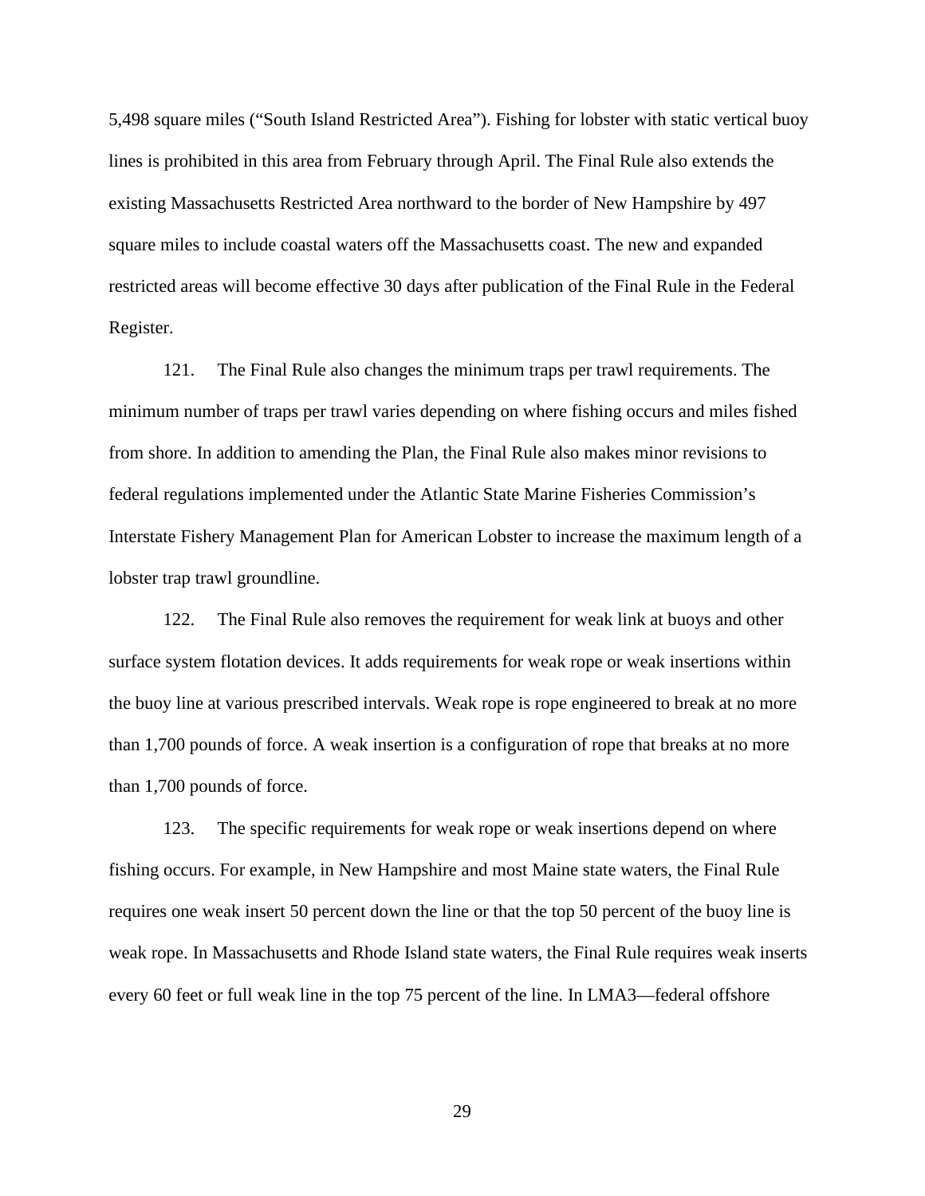5,498 square miles ("South Island Restricted Area"). Fishing for lobster with static vertical buoy lines is prohibited in this area from February through April. The Final Rule also extends the existing Massachusetts Restricted Area northward to the border of New Hampshire by 497 square miles to include coastal waters off the Massachusetts coast. The new and expanded restricted areas will become effective 30 days after publication of the Final Rule in the Federal Register.

121. The Final Rule also changes the minimum traps per trawl requirements. The minimum number of traps per trawl varies depending on where fishing occurs and miles fished from shore. In addition to amending the Plan, the Final Rule also makes minor revisions to federal regulations implemented under the Atlantic State Marine Fisheries Commission's Interstate Fishery Management Plan for American Lobster to increase the maximum length of a lobster trap trawl groundline.

122. The Final Rule also removes the requirement for weak link at buoys and other surface system flotation devices. It adds requirements for weak rope or weak insertions within the buoy line at various prescribed intervals. Weak rope is rope engineered to break at no more than 1,700 pounds of force. A weak insertion is a configuration of rope that breaks at no more than 1,700 pounds of force.

123. The specific requirements for weak rope or weak insertions depend on where fishing occurs. For example, in New Hampshire and most Maine state waters, the Final Rule requires one weak insert 50 percent down the line or that the top 50 percent of the buoy line is weak rope. In Massachusetts and Rhode Island state waters, the Final Rule requires weak inserts every 60 feet or full weak line in the top 75 percent of the line. In LMA3—federal offshore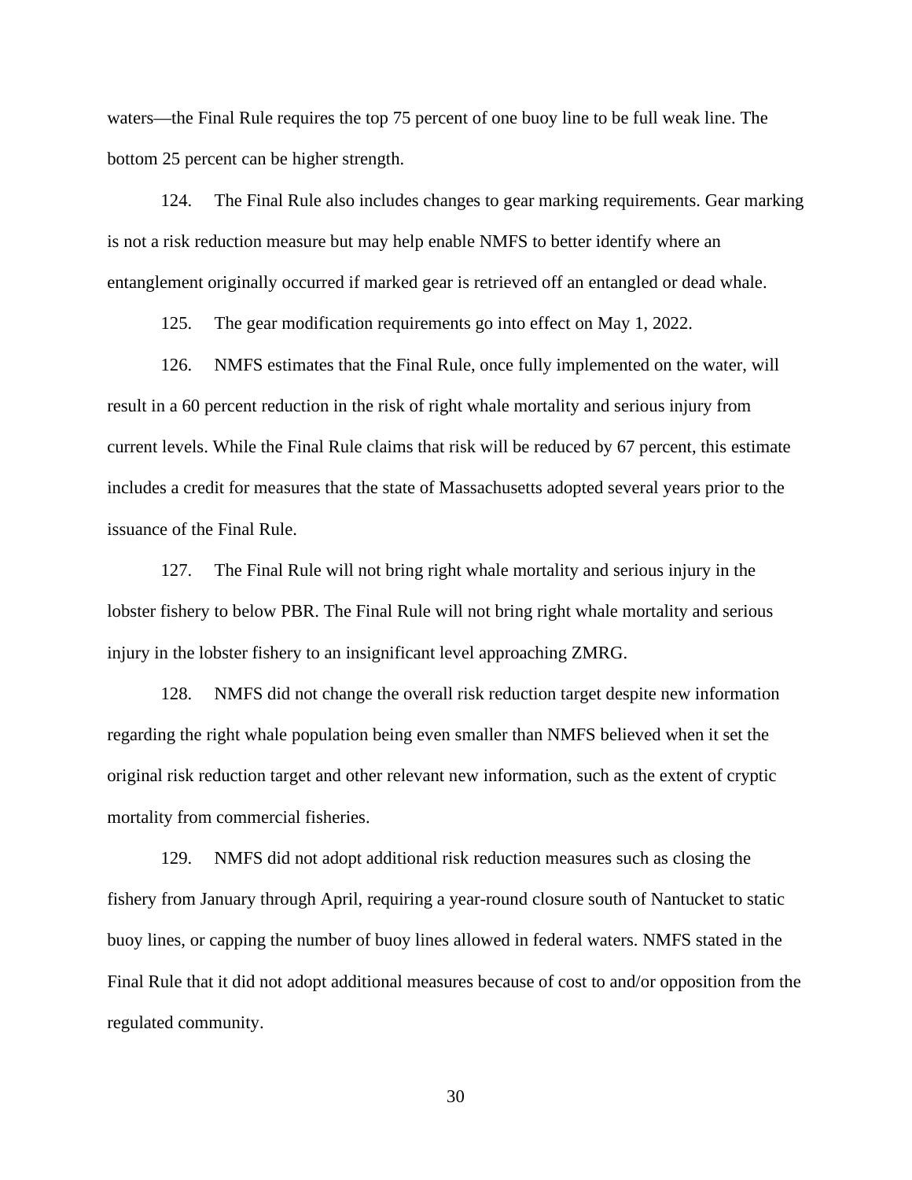waters—the Final Rule requires the top 75 percent of one buoy line to be full weak line. The bottom 25 percent can be higher strength.

124. The Final Rule also includes changes to gear marking requirements. Gear marking is not a risk reduction measure but may help enable NMFS to better identify where an entanglement originally occurred if marked gear is retrieved off an entangled or dead whale.

125. The gear modification requirements go into effect on May 1, 2022.

126. NMFS estimates that the Final Rule, once fully implemented on the water, will result in a 60 percent reduction in the risk of right whale mortality and serious injury from current levels. While the Final Rule claims that risk will be reduced by 67 percent, this estimate includes a credit for measures that the state of Massachusetts adopted several years prior to the issuance of the Final Rule.

127. The Final Rule will not bring right whale mortality and serious injury in the lobster fishery to below PBR. The Final Rule will not bring right whale mortality and serious injury in the lobster fishery to an insignificant level approaching ZMRG.

128. NMFS did not change the overall risk reduction target despite new information regarding the right whale population being even smaller than NMFS believed when it set the original risk reduction target and other relevant new information, such as the extent of cryptic mortality from commercial fisheries.

129. NMFS did not adopt additional risk reduction measures such as closing the fishery from January through April, requiring a year-round closure south of Nantucket to static buoy lines, or capping the number of buoy lines allowed in federal waters. NMFS stated in the Final Rule that it did not adopt additional measures because of cost to and/or opposition from the regulated community.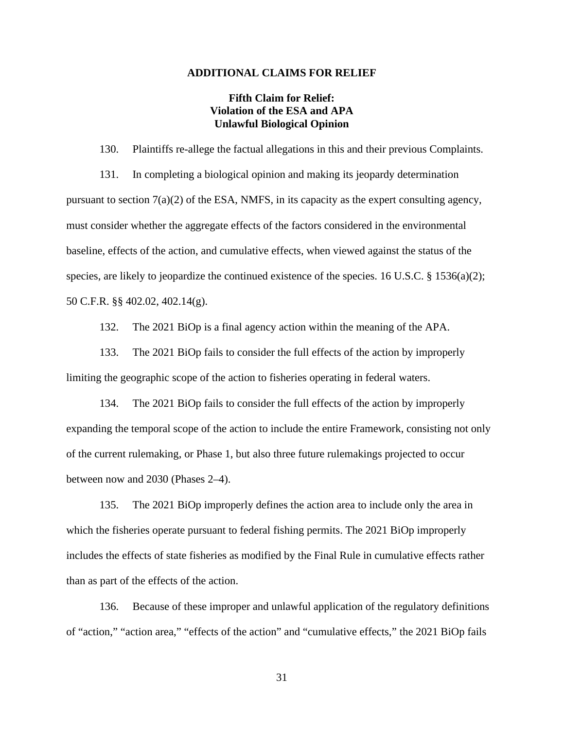## ADDITIONAL CLAIMS FOR RELIEF

### Fifth Claim for Relief:
### Violation of the ESA and APA
### Unlawful Biological Opinion

130. Plaintiffs re-allege the factual allegations in this and their previous Complaints.

131. In completing a biological opinion and making its jeopardy determination pursuant to section 7(a)(2) of the ESA, NMFS, in its capacity as the expert consulting agency, must consider whether the aggregate effects of the factors considered in the environmental baseline, effects of the action, and cumulative effects, when viewed against the status of the species, are likely to jeopardize the continued existence of the species. 16 U.S.C. § 1536(a)(2); 50 C.F.R. §§ 402.02, 402.14(g).

132. The 2021 BiOp is a final agency action within the meaning of the APA.

133. The 2021 BiOp fails to consider the full effects of the action by improperly limiting the geographic scope of the action to fisheries operating in federal waters.

134. The 2021 BiOp fails to consider the full effects of the action by improperly expanding the temporal scope of the action to include the entire Framework, consisting not only of the current rulemaking, or Phase 1, but also three future rulemakings projected to occur between now and 2030 (Phases 2–4).

135. The 2021 BiOp improperly defines the action area to include only the area in which the fisheries operate pursuant to federal fishing permits. The 2021 BiOp improperly includes the effects of state fisheries as modified by the Final Rule in cumulative effects rather than as part of the effects of the action.

136. Because of these improper and unlawful application of the regulatory definitions of "action," "action area," "effects of the action" and "cumulative effects," the 2021 BiOp fails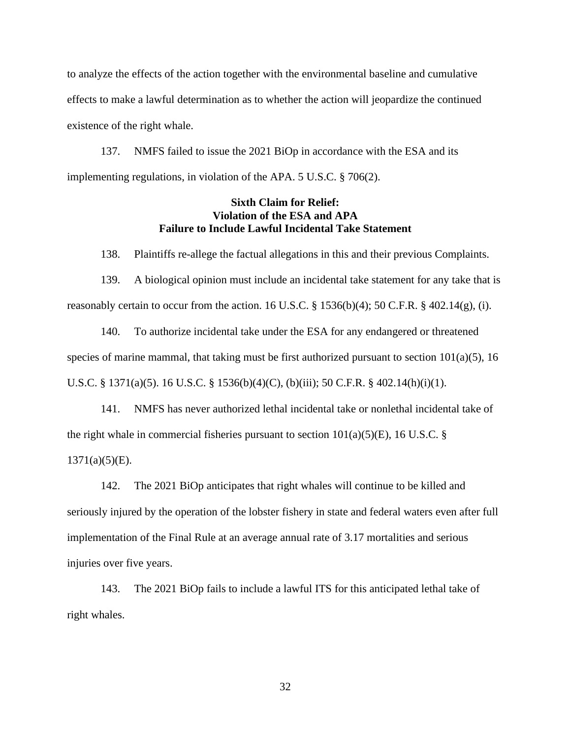to analyze the effects of the action together with the environmental baseline and cumulative effects to make a lawful determination as to whether the action will jeopardize the continued existence of the right whale.

137. NMFS failed to issue the 2021 BiOp in accordance with the ESA and its implementing regulations, in violation of the APA. 5 U.S.C. § 706(2).

### Sixth Claim for Relief: Violation of the ESA and APA Failure to Include Lawful Incidental Take Statement

138. Plaintiffs re-allege the factual allegations in this and their previous Complaints.

139. A biological opinion must include an incidental take statement for any take that is reasonably certain to occur from the action. 16 U.S.C. § 1536(b)(4); 50 C.F.R. § 402.14(g), (i).

140. To authorize incidental take under the ESA for any endangered or threatened species of marine mammal, that taking must be first authorized pursuant to section 101(a)(5), 16 U.S.C. § 1371(a)(5). 16 U.S.C. § 1536(b)(4)(C), (b)(iii); 50 C.F.R. § 402.14(h)(i)(1).

141. NMFS has never authorized lethal incidental take or nonlethal incidental take of the right whale in commercial fisheries pursuant to section 101(a)(5)(E), 16 U.S.C. § 1371(a)(5)(E).

142. The 2021 BiOp anticipates that right whales will continue to be killed and seriously injured by the operation of the lobster fishery in state and federal waters even after full implementation of the Final Rule at an average annual rate of 3.17 mortalities and serious injuries over five years.

143. The 2021 BiOp fails to include a lawful ITS for this anticipated lethal take of right whales.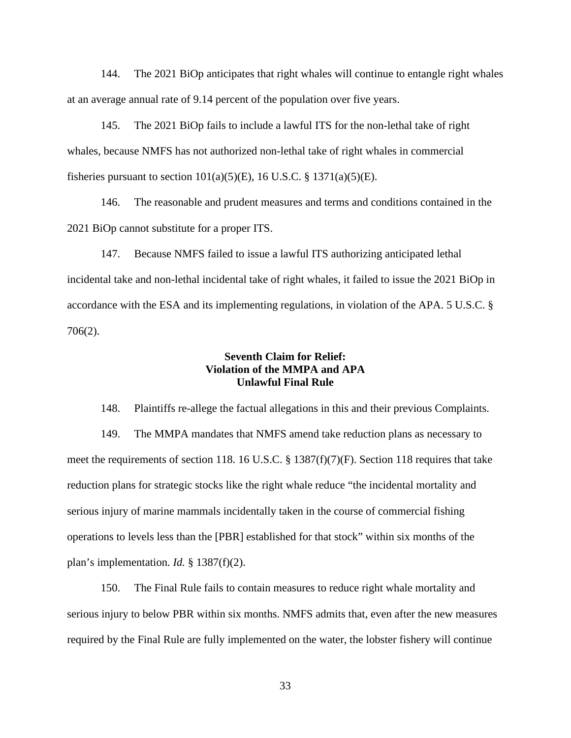144. The 2021 BiOp anticipates that right whales will continue to entangle right whales at an average annual rate of 9.14 percent of the population over five years.

145. The 2021 BiOp fails to include a lawful ITS for the non-lethal take of right whales, because NMFS has not authorized non-lethal take of right whales in commercial fisheries pursuant to section 101(a)(5)(E), 16 U.S.C. § 1371(a)(5)(E).

146. The reasonable and prudent measures and terms and conditions contained in the 2021 BiOp cannot substitute for a proper ITS.

147. Because NMFS failed to issue a lawful ITS authorizing anticipated lethal incidental take and non-lethal incidental take of right whales, it failed to issue the 2021 BiOp in accordance with the ESA and its implementing regulations, in violation of the APA. 5 U.S.C. § 706(2).

**Seventh Claim for Relief:**
**Violation of the MMPA and APA**
**Unlawful Final Rule**

148. Plaintiffs re-allege the factual allegations in this and their previous Complaints.

149. The MMPA mandates that NMFS amend take reduction plans as necessary to meet the requirements of section 118. 16 U.S.C. § 1387(f)(7)(F). Section 118 requires that take reduction plans for strategic stocks like the right whale reduce "the incidental mortality and serious injury of marine mammals incidentally taken in the course of commercial fishing operations to levels less than the [PBR] established for that stock" within six months of the plan's implementation. *Id.* § 1387(f)(2).

150. The Final Rule fails to contain measures to reduce right whale mortality and serious injury to below PBR within six months. NMFS admits that, even after the new measures required by the Final Rule are fully implemented on the water, the lobster fishery will continue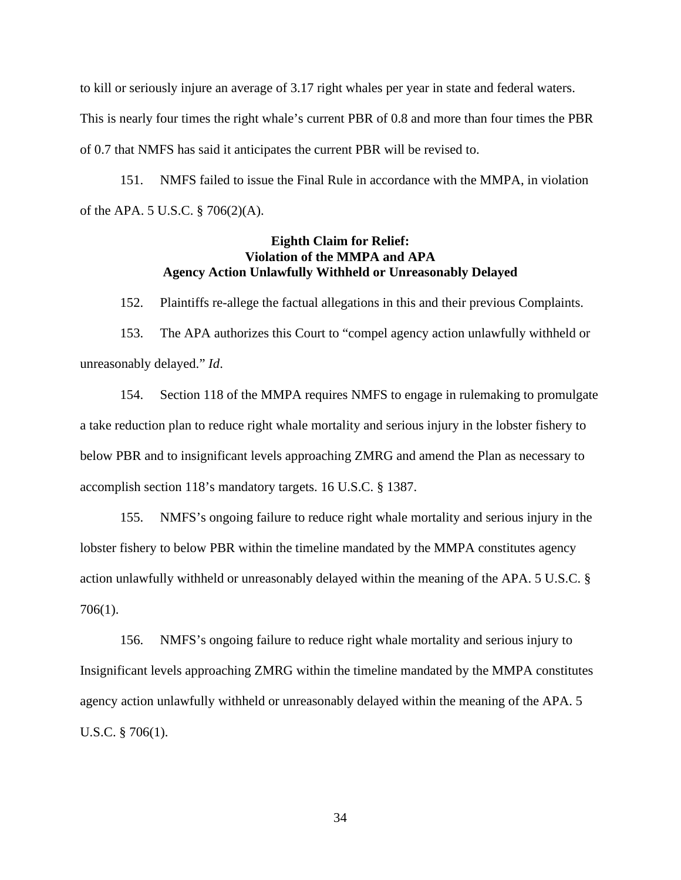to kill or seriously injure an average of 3.17 right whales per year in state and federal waters. This is nearly four times the right whale's current PBR of 0.8 and more than four times the PBR of 0.7 that NMFS has said it anticipates the current PBR will be revised to.

151. NMFS failed to issue the Final Rule in accordance with the MMPA, in violation of the APA. 5 U.S.C. § 706(2)(A).

**Eighth Claim for Relief:**
**Violation of the MMPA and APA**
**Agency Action Unlawfully Withheld or Unreasonably Delayed**

152. Plaintiffs re-allege the factual allegations in this and their previous Complaints.

153. The APA authorizes this Court to "compel agency action unlawfully withheld or unreasonably delayed." *Id*.

154. Section 118 of the MMPA requires NMFS to engage in rulemaking to promulgate a take reduction plan to reduce right whale mortality and serious injury in the lobster fishery to below PBR and to insignificant levels approaching ZMRG and amend the Plan as necessary to accomplish section 118's mandatory targets. 16 U.S.C. § 1387.

155. NMFS's ongoing failure to reduce right whale mortality and serious injury in the lobster fishery to below PBR within the timeline mandated by the MMPA constitutes agency action unlawfully withheld or unreasonably delayed within the meaning of the APA. 5 U.S.C. § 706(1).

156. NMFS's ongoing failure to reduce right whale mortality and serious injury to Insignificant levels approaching ZMRG within the timeline mandated by the MMPA constitutes agency action unlawfully withheld or unreasonably delayed within the meaning of the APA. 5 U.S.C. § 706(1).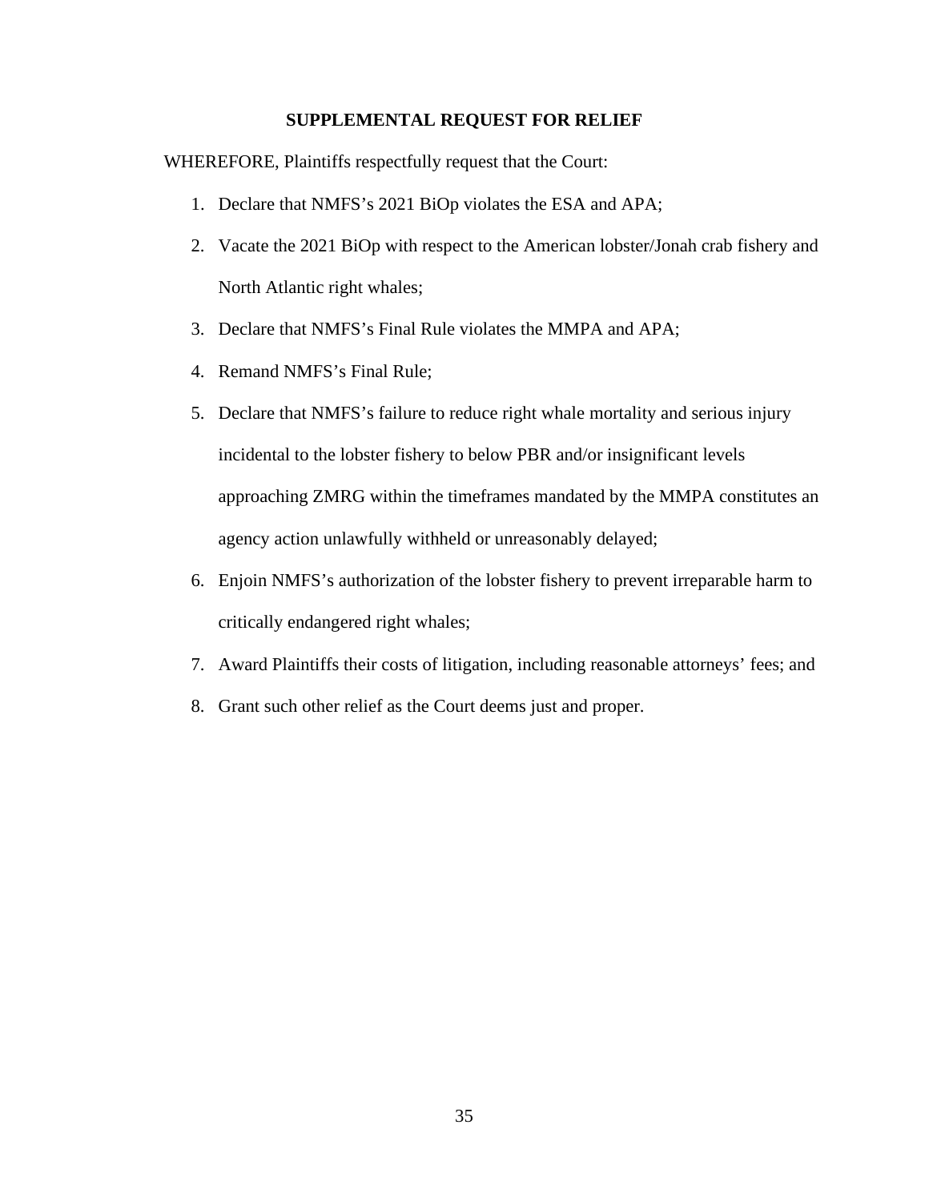## SUPPLEMENTAL REQUEST FOR RELIEF

WHEREFORE, Plaintiffs respectfully request that the Court:

1. Declare that NMFS's 2021 BiOp violates the ESA and APA;
2. Vacate the 2021 BiOp with respect to the American lobster/Jonah crab fishery and North Atlantic right whales;
3. Declare that NMFS's Final Rule violates the MMPA and APA;
4. Remand NMFS's Final Rule;
5. Declare that NMFS's failure to reduce right whale mortality and serious injury incidental to the lobster fishery to below PBR and/or insignificant levels approaching ZMRG within the timeframes mandated by the MMPA constitutes an agency action unlawfully withheld or unreasonably delayed;
6. Enjoin NMFS's authorization of the lobster fishery to prevent irreparable harm to critically endangered right whales;
7. Award Plaintiffs their costs of litigation, including reasonable attorneys' fees; and
8. Grant such other relief as the Court deems just and proper.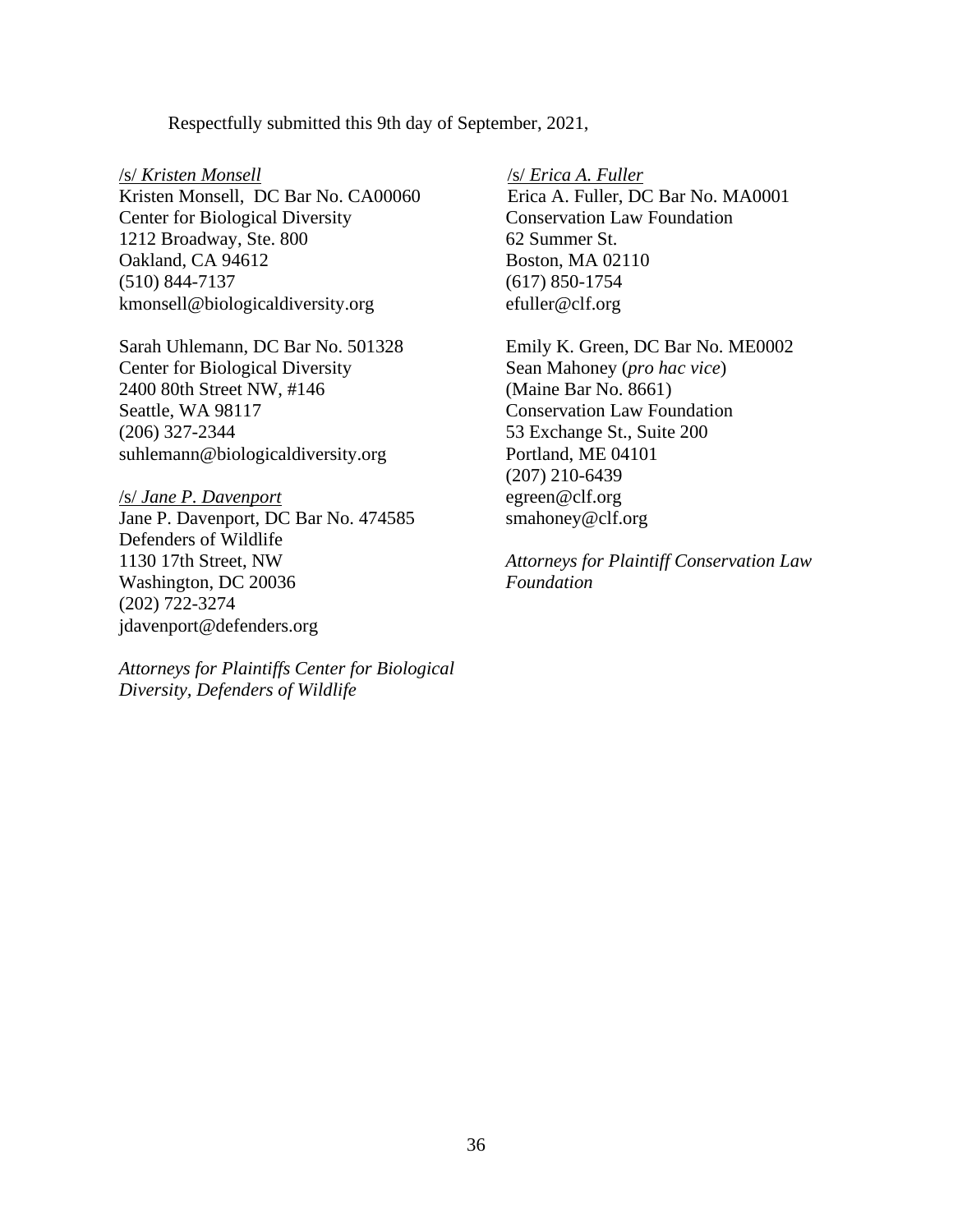Respectfully submitted this 9th day of September, 2021,

/s/ *Kristen Monsell*
Kristen Monsell, DC Bar No. CA00060
Center for Biological Diversity
1212 Broadway, Ste. 800
Oakland, CA 94612
(510) 844-7137
kmonsell@biologicaldiversity.org

Sarah Uhlemann, DC Bar No. 501328
Center for Biological Diversity
2400 80th Street NW, #146
Seattle, WA 98117
(206) 327-2344
suhlemann@biologicaldiversity.org

/s/ *Jane P. Davenport*
Jane P. Davenport, DC Bar No. 474585
Defenders of Wildlife
1130 17th Street, NW
Washington, DC 20036
(202) 722-3274
jdavenport@defenders.org

*Attorneys for Plaintiffs Center for Biological Diversity, Defenders of Wildlife*

/s/ *Erica A. Fuller*
Erica A. Fuller, DC Bar No. MA0001
Conservation Law Foundation
62 Summer St.
Boston, MA 02110
(617) 850-1754
efuller@clf.org

Emily K. Green, DC Bar No. ME0002
Sean Mahoney (*pro hac vice*)
(Maine Bar No. 8661)
Conservation Law Foundation
53 Exchange St., Suite 200
Portland, ME 04101
(207) 210-6439
egreen@clf.org
smahoney@clf.org

*Attorneys for Plaintiff Conservation Law Foundation*